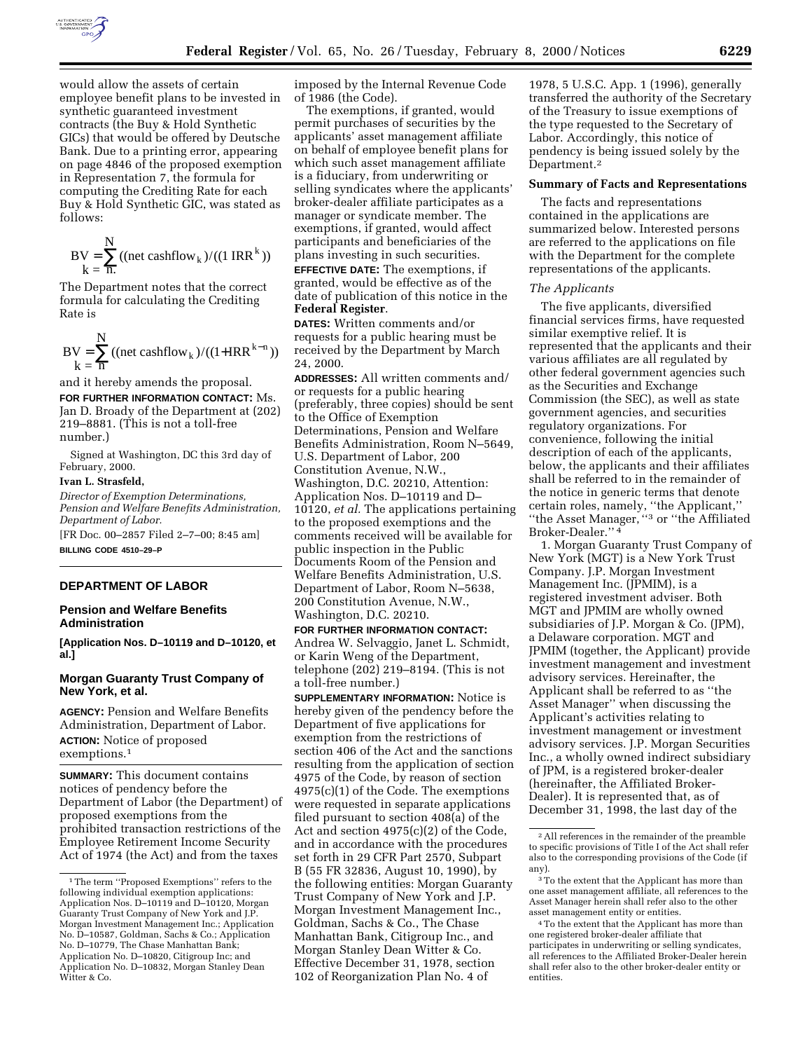would allow the assets of certain employee benefit plans to be invested in synthetic guaranteed investment contracts (the Buy & Hold Synthetic GICs) that would be offered by Deutsche Bank. Due to a printing error, appearing on page 4846 of the proposed exemption in Representation 7, the formula for computing the Crediting Rate for each Buy & Hold Synthetic GIC, was stated as follows:

$$BV = \sum_{k=n.}^{N} ((\text{net cashflow}_k)/((1\ \text{IRR}^k))$$

The Department notes that the correct formula for calculating the Crediting Rate is

$$BV = \sum_{k=n}^{N} ((\text{net cashflow}_k)/((1+\text{IRR}^{k-n}))$$

and it hereby amends the proposal.

**FOR FURTHER INFORMATION CONTACT:** Ms. Jan D. Broady of the Department at (202) 219–8881. (This is not a toll-free number.)

Signed at Washington, DC this 3rd day of February, 2000.

**Ivan L. Strasfeld,**

*Director of Exemption Determinations, Pension and Welfare Benefits Administration, Department of Labor.*

[FR Doc. 00–2857 Filed 2–7–00; 8:45 am]

**BILLING CODE 4510–29–P**

---

## DEPARTMENT OF LABOR

### Pension and Welfare Benefits Administration

**[Application Nos. D–10119 and D–10120, et al.]**

### Morgan Guaranty Trust Company of New York, et al.

**AGENCY:** Pension and Welfare Benefits Administration, Department of Labor.

**ACTION:** Notice of proposed exemptions.[1]

**SUMMARY:** This document contains notices of pendency before the Department of Labor (the Department) of proposed exemptions from the prohibited transaction restrictions of the Employee Retirement Income Security Act of 1974 (the Act) and from the taxes imposed by the Internal Revenue Code of 1986 (the Code).

The exemptions, if granted, would permit purchases of securities by the applicants' asset management affiliate on behalf of employee benefit plans for which such asset management affiliate is a fiduciary, from underwriting or selling syndicates where the applicants' broker-dealer affiliate participates as a manager or syndicate member. The exemptions, if granted, would affect participants and beneficiaries of the plans investing in such securities.

**EFFECTIVE DATE:** The exemptions, if granted, would be effective as of the date of publication of this notice in the **Federal Register**.

**DATES:** Written comments and/or requests for a public hearing must be received by the Department by March 24, 2000.

**ADDRESSES:** All written comments and/or requests for a public hearing (preferably, three copies) should be sent to the Office of Exemption Determinations, Pension and Welfare Benefits Administration, Room N–5649, U.S. Department of Labor, 200 Constitution Avenue, N.W., Washington, D.C. 20210, Attention: Application Nos. D–10119 and D–10120, *et al.* The applications pertaining to the proposed exemptions and the comments received will be available for public inspection in the Public Documents Room of the Pension and Welfare Benefits Administration, U.S. Department of Labor, Room N–5638, 200 Constitution Avenue, N.W., Washington, D.C. 20210.

**FOR FURTHER INFORMATION CONTACT:** Andrea W. Selvaggio, Janet L. Schmidt, or Karin Weng of the Department, telephone (202) 219–8194. (This is not a toll-free number.)

**SUPPLEMENTARY INFORMATION:** Notice is hereby given of the pendency before the Department of five applications for exemption from the restrictions of section 406 of the Act and the sanctions resulting from the application of section 4975 of the Code, by reason of section 4975(c)(1) of the Code. The exemptions were requested in separate applications filed pursuant to section 408(a) of the Act and section 4975(c)(2) of the Code, and in accordance with the procedures set forth in 29 CFR Part 2570, Subpart B (55 FR 32836, August 10, 1990), by the following entities: Morgan Guaranty Trust Company of New York and J.P. Morgan Investment Management Inc., Goldman, Sachs & Co., The Chase Manhattan Bank, Citigroup Inc., and Morgan Stanley Dean Witter & Co. Effective December 31, 1978, section 102 of Reorganization Plan No. 4 of 1978, 5 U.S.C. App. 1 (1996), generally transferred the authority of the Secretary of the Treasury to issue exemptions of the type requested to the Secretary of Labor. Accordingly, this notice of pendency is being issued solely by the Department.[2]

**Summary of Facts and Representations**

The facts and representations contained in the applications are summarized below. Interested persons are referred to the applications on file with the Department for the complete representations of the applicants.

*The Applicants*

The five applicants, diversified financial services firms, have requested similar exemptive relief. It is represented that the applicants and their various affiliates are all regulated by other federal government agencies such as the Securities and Exchange Commission (the SEC), as well as state government agencies, and securities regulatory organizations. For convenience, following the initial description of each of the applicants, below, the applicants and their affiliates shall be referred to in the remainder of the notice in generic terms that denote certain roles, namely, ''the Applicant,'' ''the Asset Manager, ''[3] or ''the Affiliated Broker-Dealer.''[4]

1. Morgan Guaranty Trust Company of New York (MGT) is a New York Trust Company. J.P. Morgan Investment Management Inc. (JPMIM), is a registered investment adviser. Both MGT and JPMIM are wholly owned subsidiaries of J.P. Morgan & Co. (JPM), a Delaware corporation. MGT and JPMIM (together, the Applicant) provide investment management and investment advisory services. Hereinafter, the Applicant shall be referred to as ''the Asset Manager'' when discussing the Applicant's activities relating to investment management or investment advisory services. J.P. Morgan Securities Inc., a wholly owned indirect subsidiary of JPM, is a registered broker-dealer (hereinafter, the Affiliated Broker-Dealer). It is represented that, as of December 31, 1998, the last day of the

---

[1] The term ''Proposed Exemptions'' refers to the following individual exemption applications: Application Nos. D–10119 and D–10120, Morgan Guaranty Trust Company of New York and J.P. Morgan Investment Management Inc.; Application No. D–10587, Goldman, Sachs & Co.; Application No. D–10779, The Chase Manhattan Bank; Application No. D–10820, Citigroup Inc; and Application No. D–10832, Morgan Stanley Dean Witter & Co.

[2] All references in the remainder of the preamble to specific provisions of Title I of the Act shall refer also to the corresponding provisions of the Code (if any).

[3] To the extent that the Applicant has more than one asset management affiliate, all references to the Asset Manager herein shall refer also to the other asset management entity or entities.

[4] To the extent that the Applicant has more than one registered broker-dealer affiliate that participates in underwriting or selling syndicates, all references to the Affiliated Broker-Dealer herein shall refer also to the other broker-dealer entity or entities.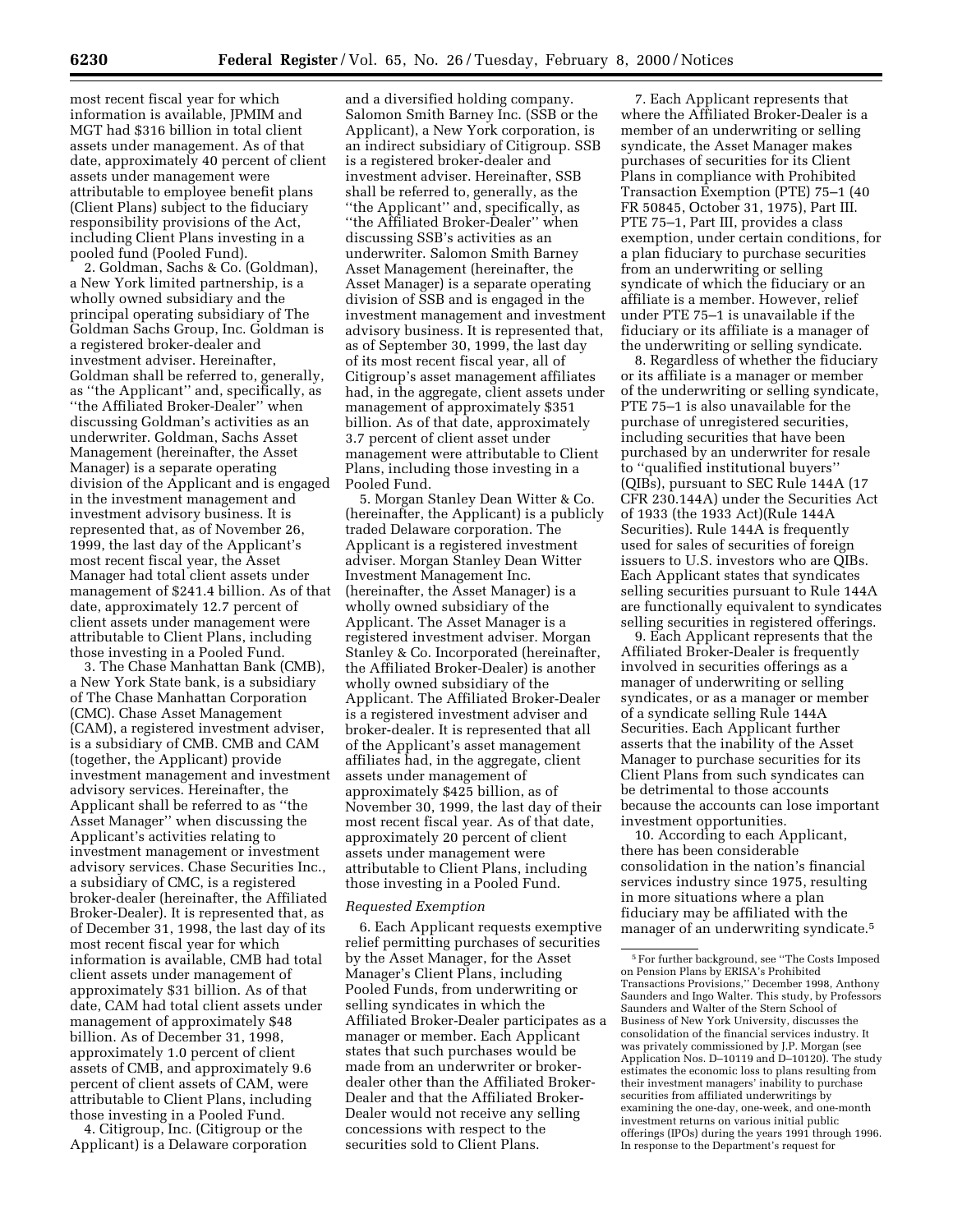most recent fiscal year for which information is available, JPMIM and MGT had $316 billion in total client assets under management. As of that date, approximately 40 percent of client assets under management were attributable to employee benefit plans (Client Plans) subject to the fiduciary responsibility provisions of the Act, including Client Plans investing in a pooled fund (Pooled Fund).

2. Goldman, Sachs & Co. (Goldman), a New York limited partnership, is a wholly owned subsidiary and the principal operating subsidiary of The Goldman Sachs Group, Inc. Goldman is a registered broker-dealer and investment adviser. Hereinafter, Goldman shall be referred to, generally, as ''the Applicant'' and, specifically, as ''the Affiliated Broker-Dealer'' when discussing Goldman's activities as an underwriter. Goldman, Sachs Asset Management (hereinafter, the Asset Manager) is a separate operating division of the Applicant and is engaged in the investment management and investment advisory business. It is represented that, as of November 26, 1999, the last day of the Applicant's most recent fiscal year, the Asset Manager had total client assets under management of $241.4 billion. As of that date, approximately 12.7 percent of client assets under management were attributable to Client Plans, including those investing in a Pooled Fund.

3. The Chase Manhattan Bank (CMB), a New York State bank, is a subsidiary of The Chase Manhattan Corporation (CMC). Chase Asset Management (CAM), a registered investment adviser, is a subsidiary of CMB. CMB and CAM (together, the Applicant) provide investment management and investment advisory services. Hereinafter, the Applicant shall be referred to as ''the Asset Manager'' when discussing the Applicant's activities relating to investment management or investment advisory services. Chase Securities Inc., a subsidiary of CMC, is a registered broker-dealer (hereinafter, the Affiliated Broker-Dealer). It is represented that, as of December 31, 1998, the last day of its most recent fiscal year for which information is available, CMB had total client assets under management of approximately $31 billion. As of that date, CAM had total client assets under management of approximately $48 billion. As of December 31, 1998, approximately 1.0 percent of client assets of CMB, and approximately 9.6 percent of client assets of CAM, were attributable to Client Plans, including those investing in a Pooled Fund.

4. Citigroup, Inc. (Citigroup or the Applicant) is a Delaware corporation and a diversified holding company. Salomon Smith Barney Inc. (SSB or the Applicant), a New York corporation, is an indirect subsidiary of Citigroup. SSB is a registered broker-dealer and investment adviser. Hereinafter, SSB shall be referred to, generally, as the ''the Applicant'' and, specifically, as ''the Affiliated Broker-Dealer'' when discussing SSB's activities as an underwriter. Salomon Smith Barney Asset Management (hereinafter, the Asset Manager) is a separate operating division of SSB and is engaged in the investment management and investment advisory business. It is represented that, as of September 30, 1999, the last day of its most recent fiscal year, all of Citigroup's asset management affiliates had, in the aggregate, client assets under management of approximately $351 billion. As of that date, approximately 3.7 percent of client asset under management were attributable to Client Plans, including those investing in a Pooled Fund.

5. Morgan Stanley Dean Witter & Co. (hereinafter, the Applicant) is a publicly traded Delaware corporation. The Applicant is a registered investment adviser. Morgan Stanley Dean Witter Investment Management Inc. (hereinafter, the Asset Manager) is a wholly owned subsidiary of the Applicant. The Asset Manager is a registered investment adviser. Morgan Stanley & Co. Incorporated (hereinafter, the Affiliated Broker-Dealer) is another wholly owned subsidiary of the Applicant. The Affiliated Broker-Dealer is a registered investment adviser and broker-dealer. It is represented that all of the Applicant's asset management affiliates had, in the aggregate, client assets under management of approximately $425 billion, as of November 30, 1999, the last day of their most recent fiscal year. As of that date, approximately 20 percent of client assets under management were attributable to Client Plans, including those investing in a Pooled Fund.

*Requested Exemption*

6. Each Applicant requests exemptive relief permitting purchases of securities by the Asset Manager, for the Asset Manager's Client Plans, including Pooled Funds, from underwriting or selling syndicates in which the Affiliated Broker-Dealer participates as a manager or member. Each Applicant states that such purchases would be made from an underwriter or broker-dealer other than the Affiliated Broker-Dealer and that the Affiliated Broker-Dealer would not receive any selling concessions with respect to the securities sold to Client Plans.

7. Each Applicant represents that where the Affiliated Broker-Dealer is a member of an underwriting or selling syndicate, the Asset Manager makes purchases of securities for its Client Plans in compliance with Prohibited Transaction Exemption (PTE) 75–1 (40 FR 50845, October 31, 1975), Part III. PTE 75–1, Part III, provides a class exemption, under certain conditions, for a plan fiduciary to purchase securities from an underwriting or selling syndicate of which the fiduciary or an affiliate is a member. However, relief under PTE 75–1 is unavailable if the fiduciary or its affiliate is a manager of the underwriting or selling syndicate.

8. Regardless of whether the fiduciary or its affiliate is a manager or member of the underwriting or selling syndicate, PTE 75–1 is also unavailable for the purchase of unregistered securities, including securities that have been purchased by an underwriter for resale to ''qualified institutional buyers'' (QIBs), pursuant to SEC Rule 144A (17 CFR 230.144A) under the Securities Act of 1933 (the 1933 Act)(Rule 144A Securities). Rule 144A is frequently used for sales of securities of foreign issuers to U.S. investors who are QIBs. Each Applicant states that syndicates selling securities pursuant to Rule 144A are functionally equivalent to syndicates selling securities in registered offerings.

9. Each Applicant represents that the Affiliated Broker-Dealer is frequently involved in securities offerings as a manager of underwriting or selling syndicates, or as a manager or member of a syndicate selling Rule 144A Securities. Each Applicant further asserts that the inability of the Asset Manager to purchase securities for its Client Plans from such syndicates can be detrimental to those accounts because the accounts can lose important investment opportunities.

10. According to each Applicant, there has been considerable consolidation in the nation's financial services industry since 1975, resulting in more situations where a plan fiduciary may be affiliated with the manager of an underwriting syndicate.[5]

[5] For further background, see ''The Costs Imposed on Pension Plans by ERISA's Prohibited Transactions Provisions,'' December 1998, Anthony Saunders and Ingo Walter. This study, by Professors Saunders and Walter of the Stern School of Business of New York University, discusses the consolidation of the financial services industry. It was privately commissioned by J.P. Morgan (see Application Nos. D–10119 and D–10120). The study estimates the economic loss to plans resulting from their investment managers' inability to purchase securities from affiliated underwritings by examining the one-day, one-week, and one-month investment returns on various initial public offerings (IPOs) during the years 1991 through 1996. In response to the Department's request for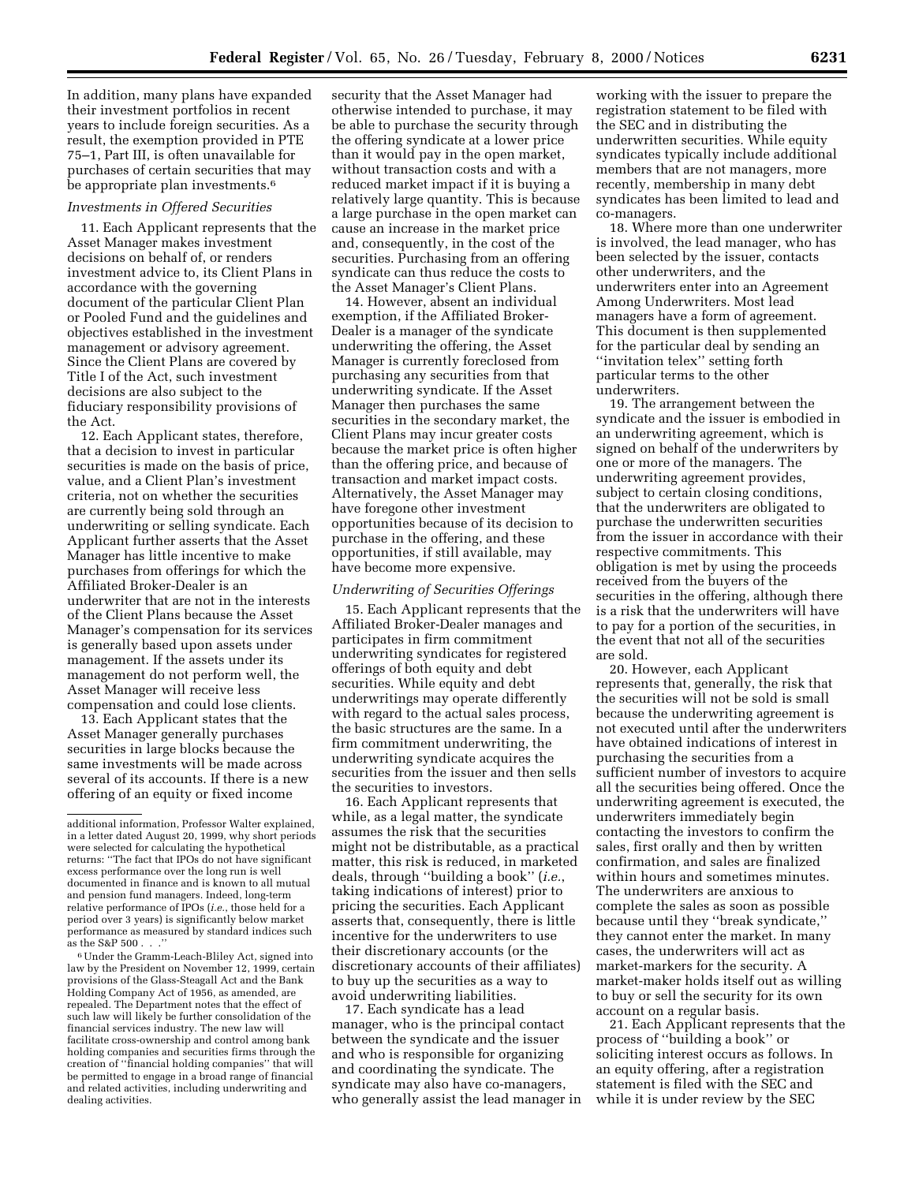In addition, many plans have expanded their investment portfolios in recent years to include foreign securities. As a result, the exemption provided in PTE 75–1, Part III, is often unavailable for purchases of certain securities that may be appropriate plan investments.[6]

*Investments in Offered Securities*

11. Each Applicant represents that the Asset Manager makes investment decisions on behalf of, or renders investment advice to, its Client Plans in accordance with the governing document of the particular Client Plan or Pooled Fund and the guidelines and objectives established in the investment management or advisory agreement. Since the Client Plans are covered by Title I of the Act, such investment decisions are also subject to the fiduciary responsibility provisions of the Act.

12. Each Applicant states, therefore, that a decision to invest in particular securities is made on the basis of price, value, and a Client Plan's investment criteria, not on whether the securities are currently being sold through an underwriting or selling syndicate. Each Applicant further asserts that the Asset Manager has little incentive to make purchases from offerings for which the Affiliated Broker-Dealer is an underwriter that are not in the interests of the Client Plans because the Asset Manager's compensation for its services is generally based upon assets under management. If the assets under its management do not perform well, the Asset Manager will receive less compensation and could lose clients.

13. Each Applicant states that the Asset Manager generally purchases securities in large blocks because the same investments will be made across several of its accounts. If there is a new offering of an equity or fixed income security that the Asset Manager had otherwise intended to purchase, it may be able to purchase the security through the offering syndicate at a lower price than it would pay in the open market, without transaction costs and with a reduced market impact if it is buying a relatively large quantity. This is because a large purchase in the open market can cause an increase in the market price and, consequently, in the cost of the securities. Purchasing from an offering syndicate can thus reduce the costs to the Asset Manager's Client Plans.

14. However, absent an individual exemption, if the Affiliated Broker-Dealer is a manager of the syndicate underwriting the offering, the Asset Manager is currently foreclosed from purchasing any securities from that underwriting syndicate. If the Asset Manager then purchases the same securities in the secondary market, the Client Plans may incur greater costs because the market price is often higher than the offering price, and because of transaction and market impact costs. Alternatively, the Asset Manager may have foregone other investment opportunities because of its decision to purchase in the offering, and these opportunities, if still available, may have become more expensive.

*Underwriting of Securities Offerings*

15. Each Applicant represents that the Affiliated Broker-Dealer manages and participates in firm commitment underwriting syndicates for registered offerings of both equity and debt securities. While equity and debt underwritings may operate differently with regard to the actual sales process, the basic structures are the same. In a firm commitment underwriting, the underwriting syndicate acquires the securities from the issuer and then sells the securities to investors.

16. Each Applicant represents that while, as a legal matter, the syndicate assumes the risk that the securities might not be distributable, as a practical matter, this risk is reduced, in marketed deals, through ''building a book'' (*i.e.*, taking indications of interest) prior to pricing the securities. Each Applicant asserts that, consequently, there is little incentive for the underwriters to use their discretionary accounts (or the discretionary accounts of their affiliates) to buy up the securities as a way to avoid underwriting liabilities.

17. Each syndicate has a lead manager, who is the principal contact between the syndicate and the issuer and who is responsible for organizing and coordinating the syndicate. The syndicate may also have co-managers, who generally assist the lead manager in working with the issuer to prepare the registration statement to be filed with the SEC and in distributing the underwritten securities. While equity syndicates typically include additional members that are not managers, more recently, membership in many debt syndicates has been limited to lead and co-managers.

18. Where more than one underwriter is involved, the lead manager, who has been selected by the issuer, contacts other underwriters, and the underwriters enter into an Agreement Among Underwriters. Most lead managers have a form of agreement. This document is then supplemented for the particular deal by sending an ''invitation telex'' setting forth particular terms to the other underwriters.

19. The arrangement between the syndicate and the issuer is embodied in an underwriting agreement, which is signed on behalf of the underwriters by one or more of the managers. The underwriting agreement provides, subject to certain closing conditions, that the underwriters are obligated to purchase the underwritten securities from the issuer in accordance with their respective commitments. This obligation is met by using the proceeds received from the buyers of the securities in the offering, although there is a risk that the underwriters will have to pay for a portion of the securities, in the event that not all of the securities are sold.

20. However, each Applicant represents that, generally, the risk that the securities will not be sold is small because the underwriting agreement is not executed until after the underwriters have obtained indications of interest in purchasing the securities from a sufficient number of investors to acquire all the securities being offered. Once the underwriting agreement is executed, the underwriters immediately begin contacting the investors to confirm the sales, first orally and then by written confirmation, and sales are finalized within hours and sometimes minutes. The underwriters are anxious to complete the sales as soon as possible because until they ''break syndicate,'' they cannot enter the market. In many cases, the underwriters will act as market-markers for the security. A market-maker holds itself out as willing to buy or sell the security for its own account on a regular basis.

21. Each Applicant represents that the process of ''building a book'' or soliciting interest occurs as follows. In an equity offering, after a registration statement is filed with the SEC and while it is under review by the SEC

---

additional information, Professor Walter explained, in a letter dated August 20, 1999, why short periods were selected for calculating the hypothetical returns: ''The fact that IPOs do not have significant excess performance over the long run is well documented in finance and is known to all mutual and pension fund managers. Indeed, long-term relative performance of IPOs (*i.e.*, those held for a period over 3 years) is significantly below market performance as measured by standard indices such as the S&P 500 . . .''

[6] Under the Gramm-Leach-Bliley Act, signed into law by the President on November 12, 1999, certain provisions of the Glass-Steagall Act and the Bank Holding Company Act of 1956, as amended, are repealed. The Department notes that the effect of such law will likely be further consolidation of the financial services industry. The new law will facilitate cross-ownership and control among bank holding companies and securities firms through the creation of ''financial holding companies'' that will be permitted to engage in a broad range of financial and related activities, including underwriting and dealing activities.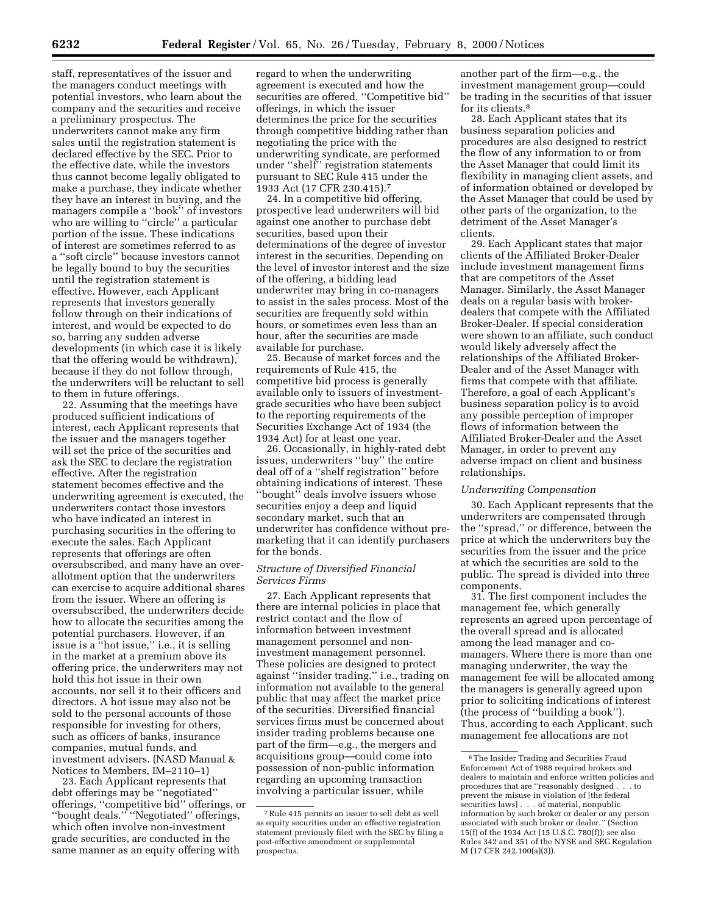staff, representatives of the issuer and the managers conduct meetings with potential investors, who learn about the company and the securities and receive a preliminary prospectus. The underwriters cannot make any firm sales until the registration statement is declared effective by the SEC. Prior to the effective date, while the investors thus cannot become legally obligated to make a purchase, they indicate whether they have an interest in buying, and the managers compile a ''book'' of investors who are willing to ''circle'' a particular portion of the issue. These indications of interest are sometimes referred to as a ''soft circle'' because investors cannot be legally bound to buy the securities until the registration statement is effective. However, each Applicant represents that investors generally follow through on their indications of interest, and would be expected to do so, barring any sudden adverse developments (in which case it is likely that the offering would be withdrawn), because if they do not follow through, the underwriters will be reluctant to sell to them in future offerings.

22. Assuming that the meetings have produced sufficient indications of interest, each Applicant represents that the issuer and the managers together will set the price of the securities and ask the SEC to declare the registration effective. After the registration statement becomes effective and the underwriting agreement is executed, the underwriters contact those investors who have indicated an interest in purchasing securities in the offering to execute the sales. Each Applicant represents that offerings are often oversubscribed, and many have an over-allotment option that the underwriters can exercise to acquire additional shares from the issuer. Where an offering is oversubscribed, the underwriters decide how to allocate the securities among the potential purchasers. However, if an issue is a ''hot issue,'' i.e., it is selling in the market at a premium above its offering price, the underwriters may not hold this hot issue in their own accounts, nor sell it to their officers and directors. A hot issue may also not be sold to the personal accounts of those responsible for investing for others, such as officers of banks, insurance companies, mutual funds, and investment advisers. (NASD Manual & Notices to Members, IM–2110–1)

23. Each Applicant represents that debt offerings may be ''negotiated'' offerings, ''competitive bid'' offerings, or ''bought deals.'' ''Negotiated'' offerings, which often involve non-investment grade securities, are conducted in the same manner as an equity offering with regard to when the underwriting agreement is executed and how the securities are offered. ''Competitive bid'' offerings, in which the issuer determines the price for the securities through competitive bidding rather than negotiating the price with the underwriting syndicate, are performed under ''shelf'' registration statements pursuant to SEC Rule 415 under the 1933 Act (17 CFR 230.415).[7]

24. In a competitive bid offering, prospective lead underwriters will bid against one another to purchase debt securities, based upon their determinations of the degree of investor interest in the securities. Depending on the level of investor interest and the size of the offering, a bidding lead underwriter may bring in co-managers to assist in the sales process. Most of the securities are frequently sold within hours, or sometimes even less than an hour, after the securities are made available for purchase.

25. Because of market forces and the requirements of Rule 415, the competitive bid process is generally available only to issuers of investment-grade securities who have been subject to the reporting requirements of the Securities Exchange Act of 1934 (the 1934 Act) for at least one year.

26. Occasionally, in highly-rated debt issues, underwriters ''buy'' the entire deal off of a ''shelf registration'' before obtaining indications of interest. These ''bought'' deals involve issuers whose securities enjoy a deep and liquid secondary market, such that an underwriter has confidence without pre-marketing that it can identify purchasers for the bonds.

*Structure of Diversified Financial Services Firms*

27. Each Applicant represents that there are internal policies in place that restrict contact and the flow of information between investment management personnel and non-investment management personnel. These policies are designed to protect against ''insider trading,'' i.e., trading on information not available to the general public that may affect the market price of the securities. Diversified financial services firms must be concerned about insider trading problems because one part of the firm—e.g., the mergers and acquisitions group—could come into possession of non-public information regarding an upcoming transaction involving a particular issuer, while another part of the firm—e.g., the investment management group—could be trading in the securities of that issuer for its clients.[8]

28. Each Applicant states that its business separation policies and procedures are also designed to restrict the flow of any information to or from the Asset Manager that could limit its flexibility in managing client assets, and of information obtained or developed by the Asset Manager that could be used by other parts of the organization, to the detriment of the Asset Manager's clients.

29. Each Applicant states that major clients of the Affiliated Broker-Dealer include investment management firms that are competitors of the Asset Manager. Similarly, the Asset Manager deals on a regular basis with broker-dealers that compete with the Affiliated Broker-Dealer. If special consideration were shown to an affiliate, such conduct would likely adversely affect the relationships of the Affiliated Broker-Dealer and of the Asset Manager with firms that compete with that affiliate. Therefore, a goal of each Applicant's business separation policy is to avoid any possible perception of improper flows of information between the Affiliated Broker-Dealer and the Asset Manager, in order to prevent any adverse impact on client and business relationships.

*Underwriting Compensation*

30. Each Applicant represents that the underwriters are compensated through the ''spread,'' or difference, between the price at which the underwriters buy the securities from the issuer and the price at which the securities are sold to the public. The spread is divided into three components.

31. The first component includes the management fee, which generally represents an agreed upon percentage of the overall spread and is allocated among the lead manager and co-managers. Where there is more than one managing underwriter, the way the management fee will be allocated among the managers is generally agreed upon prior to soliciting indications of interest (the process of ''building a book''). Thus, according to each Applicant, such management fee allocations are not

---

[7] Rule 415 permits an issuer to sell debt as well as equity securities under an effective registration statement previously filed with the SEC by filing a post-effective amendment or supplemental prospectus.

[8] The Insider Trading and Securities Fraud Enforcement Act of 1988 required brokers and dealers to maintain and enforce written policies and procedures that are ''reasonably designed . . . to prevent the misuse in violation of [the federal securities laws] . . . of material, nonpublic information by such broker or dealer or any person associated with such broker or dealer.'' (Section 15(f) of the 1934 Act (15 U.S.C. 78o(f)); see also Rules 342 and 351 of the NYSE and SEC Regulation M (17 CFR 242.100(a)(3)).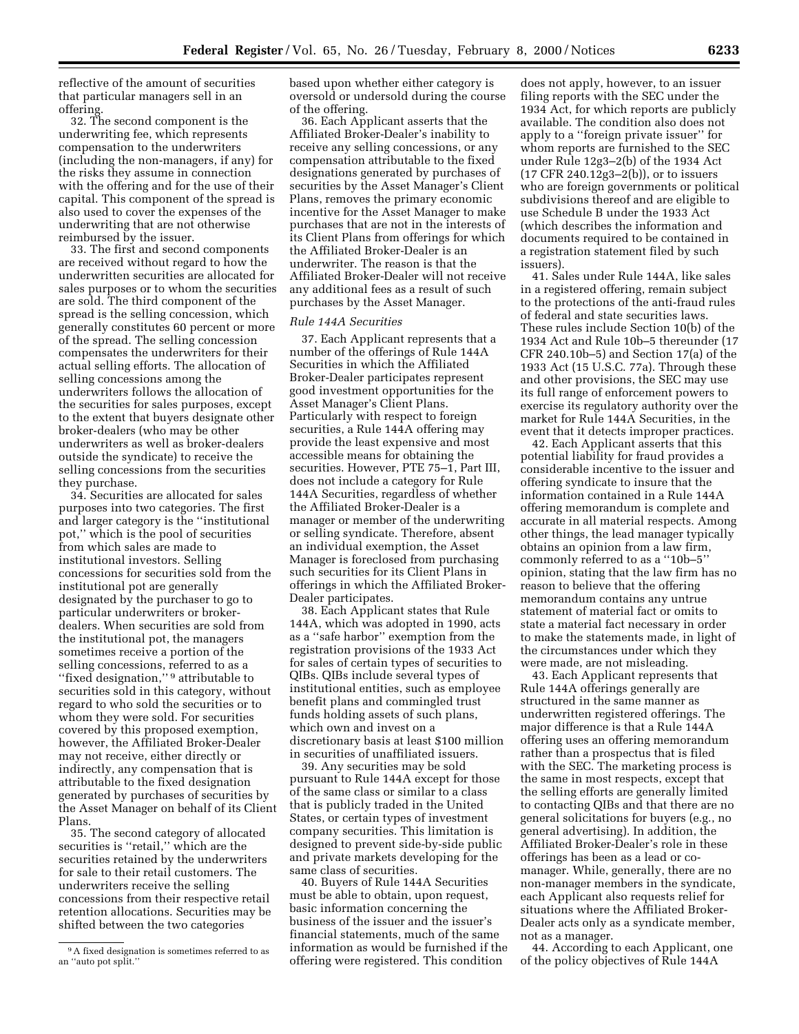reflective of the amount of securities that particular managers sell in an offering.

32. The second component is the underwriting fee, which represents compensation to the underwriters (including the non-managers, if any) for the risks they assume in connection with the offering and for the use of their capital. This component of the spread is also used to cover the expenses of the underwriting that are not otherwise reimbursed by the issuer.

33. The first and second components are received without regard to how the underwritten securities are allocated for sales purposes or to whom the securities are sold. The third component of the spread is the selling concession, which generally constitutes 60 percent or more of the spread. The selling concession compensates the underwriters for their actual selling efforts. The allocation of selling concessions among the underwriters follows the allocation of the securities for sales purposes, except to the extent that buyers designate other broker-dealers (who may be other underwriters as well as broker-dealers outside the syndicate) to receive the selling concessions from the securities they purchase.

34. Securities are allocated for sales purposes into two categories. The first and larger category is the ''institutional pot,'' which is the pool of securities from which sales are made to institutional investors. Selling concessions for securities sold from the institutional pot are generally designated by the purchaser to go to particular underwriters or broker-dealers. When securities are sold from the institutional pot, the managers sometimes receive a portion of the selling concessions, referred to as a ''fixed designation,''[9] attributable to securities sold in this category, without regard to who sold the securities or to whom they were sold. For securities covered by this proposed exemption, however, the Affiliated Broker-Dealer may not receive, either directly or indirectly, any compensation that is attributable to the fixed designation generated by purchases of securities by the Asset Manager on behalf of its Client Plans.

35. The second category of allocated securities is ''retail,'' which are the securities retained by the underwriters for sale to their retail customers. The underwriters receive the selling concessions from their respective retail retention allocations. Securities may be shifted between the two categories based upon whether either category is oversold or undersold during the course of the offering.

36. Each Applicant asserts that the Affiliated Broker-Dealer's inability to receive any selling concessions, or any compensation attributable to the fixed designations generated by purchases of securities by the Asset Manager's Client Plans, removes the primary economic incentive for the Asset Manager to make purchases that are not in the interests of its Client Plans from offerings for which the Affiliated Broker-Dealer is an underwriter. The reason is that the Affiliated Broker-Dealer will not receive any additional fees as a result of such purchases by the Asset Manager.

*Rule 144A Securities*

37. Each Applicant represents that a number of the offerings of Rule 144A Securities in which the Affiliated Broker-Dealer participates represent good investment opportunities for the Asset Manager's Client Plans. Particularly with respect to foreign securities, a Rule 144A offering may provide the least expensive and most accessible means for obtaining the securities. However, PTE 75–1, Part III, does not include a category for Rule 144A Securities, regardless of whether the Affiliated Broker-Dealer is a manager or member of the underwriting or selling syndicate. Therefore, absent an individual exemption, the Asset Manager is foreclosed from purchasing such securities for its Client Plans in offerings in which the Affiliated Broker-Dealer participates.

38. Each Applicant states that Rule 144A, which was adopted in 1990, acts as a ''safe harbor'' exemption from the registration provisions of the 1933 Act for sales of certain types of securities to QIBs. QIBs include several types of institutional entities, such as employee benefit plans and commingled trust funds holding assets of such plans, which own and invest on a discretionary basis at least $100 million in securities of unaffiliated issuers.

39. Any securities may be sold pursuant to Rule 144A except for those of the same class or similar to a class that is publicly traded in the United States, or certain types of investment company securities. This limitation is designed to prevent side-by-side public and private markets developing for the same class of securities.

40. Buyers of Rule 144A Securities must be able to obtain, upon request, basic information concerning the business of the issuer and the issuer's financial statements, much of the same information as would be furnished if the offering were registered. This condition does not apply, however, to an issuer filing reports with the SEC under the 1934 Act, for which reports are publicly available. The condition also does not apply to a ''foreign private issuer'' for whom reports are furnished to the SEC under Rule 12g3–2(b) of the 1934 Act (17 CFR 240.12g3–2(b)), or to issuers who are foreign governments or political subdivisions thereof and are eligible to use Schedule B under the 1933 Act (which describes the information and documents required to be contained in a registration statement filed by such issuers).

41. Sales under Rule 144A, like sales in a registered offering, remain subject to the protections of the anti-fraud rules of federal and state securities laws. These rules include Section 10(b) of the 1934 Act and Rule 10b–5 thereunder (17 CFR 240.10b–5) and Section 17(a) of the 1933 Act (15 U.S.C. 77a). Through these and other provisions, the SEC may use its full range of enforcement powers to exercise its regulatory authority over the market for Rule 144A Securities, in the event that it detects improper practices.

42. Each Applicant asserts that this potential liability for fraud provides a considerable incentive to the issuer and offering syndicate to insure that the information contained in a Rule 144A offering memorandum is complete and accurate in all material respects. Among other things, the lead manager typically obtains an opinion from a law firm, commonly referred to as a ''10b–5'' opinion, stating that the law firm has no reason to believe that the offering memorandum contains any untrue statement of material fact or omits to state a material fact necessary in order to make the statements made, in light of the circumstances under which they were made, are not misleading.

43. Each Applicant represents that Rule 144A offerings generally are structured in the same manner as underwritten registered offerings. The major difference is that a Rule 144A offering uses an offering memorandum rather than a prospectus that is filed with the SEC. The marketing process is the same in most respects, except that the selling efforts are generally limited to contacting QIBs and that there are no general solicitations for buyers (e.g., no general advertising). In addition, the Affiliated Broker-Dealer's role in these offerings has been as a lead or co-manager. While, generally, there are no non-manager members in the syndicate, each Applicant also requests relief for situations where the Affiliated Broker-Dealer acts only as a syndicate member, not as a manager.

44. According to each Applicant, one of the policy objectives of Rule 144A

[9] A fixed designation is sometimes referred to as an ''auto pot split.''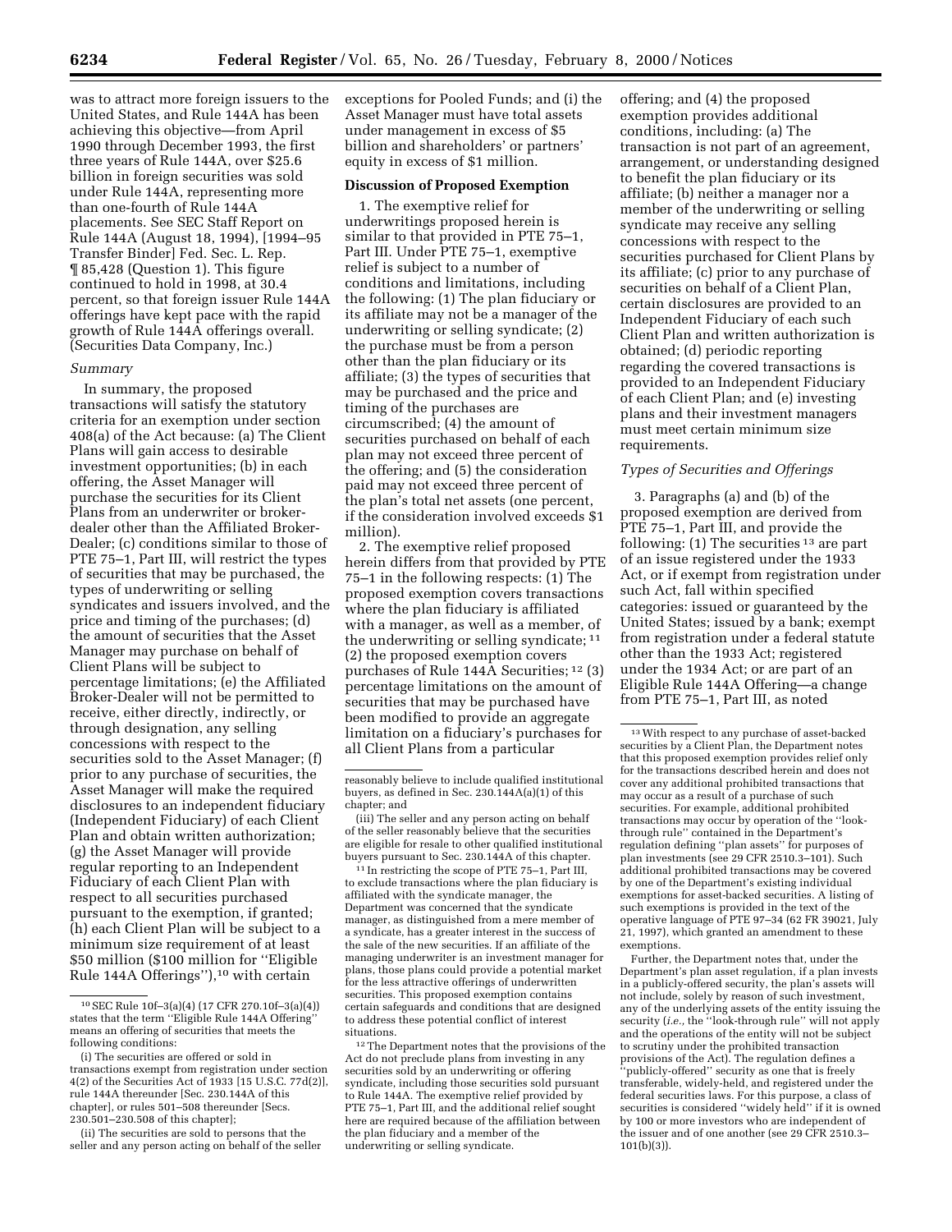was to attract more foreign issuers to the United States, and Rule 144A has been achieving this objective—from April 1990 through December 1993, the first three years of Rule 144A, over $25.6 billion in foreign securities was sold under Rule 144A, representing more than one-fourth of Rule 144A placements. See SEC Staff Report on Rule 144A (August 18, 1994), [1994–95 Transfer Binder] Fed. Sec. L. Rep. ¶ 85,428 (Question 1). This figure continued to hold in 1998, at 30.4 percent, so that foreign issuer Rule 144A offerings have kept pace with the rapid growth of Rule 144A offerings overall. (Securities Data Company, Inc.)

*Summary*

In summary, the proposed transactions will satisfy the statutory criteria for an exemption under section 408(a) of the Act because: (a) The Client Plans will gain access to desirable investment opportunities; (b) in each offering, the Asset Manager will purchase the securities for its Client Plans from an underwriter or broker-dealer other than the Affiliated Broker-Dealer; (c) conditions similar to those of PTE 75–1, Part III, will restrict the types of securities that may be purchased, the types of underwriting or selling syndicates and issuers involved, and the price and timing of the purchases; (d) the amount of securities that the Asset Manager may purchase on behalf of Client Plans will be subject to percentage limitations; (e) the Affiliated Broker-Dealer will not be permitted to receive, either directly, indirectly, or through designation, any selling concessions with respect to the securities sold to the Asset Manager; (f) prior to any purchase of securities, the Asset Manager will make the required disclosures to an independent fiduciary (Independent Fiduciary) of each Client Plan and obtain written authorization; (g) the Asset Manager will provide regular reporting to an Independent Fiduciary of each Client Plan with respect to all securities purchased pursuant to the exemption, if granted; (h) each Client Plan will be subject to a minimum size requirement of at least $50 million ($100 million for "Eligible Rule 144A Offerings"),[10] with certain exceptions for Pooled Funds; and (i) the Asset Manager must have total assets under management in excess of $5 billion and shareholders' or partners' equity in excess of $1 million.

**Discussion of Proposed Exemption**

1. The exemptive relief for underwritings proposed herein is similar to that provided in PTE 75–1, Part III. Under PTE 75–1, exemptive relief is subject to a number of conditions and limitations, including the following: (1) The plan fiduciary or its affiliate may not be a manager of the underwriting or selling syndicate; (2) the purchase must be from a person other than the plan fiduciary or its affiliate; (3) the types of securities that may be purchased and the price and timing of the purchases are circumscribed; (4) the amount of securities purchased on behalf of each plan may not exceed three percent of the offering; and (5) the consideration paid may not exceed three percent of the plan's total net assets (one percent, if the consideration involved exceeds $1 million).

2. The exemptive relief proposed herein differs from that provided by PTE 75–1 in the following respects: (1) The proposed exemption covers transactions where the plan fiduciary is affiliated with a manager, as well as a member, of the underwriting or selling syndicate;[11] (2) the proposed exemption covers purchases of Rule 144A Securities;[12] (3) percentage limitations on the amount of securities that may be purchased have been modified to provide an aggregate limitation on a fiduciary's purchases for all Client Plans from a particular offering; and (4) the proposed exemption provides additional conditions, including: (a) The transaction is not part of an agreement, arrangement, or understanding designed to benefit the plan fiduciary or its affiliate; (b) neither a manager nor a member of the underwriting or selling syndicate may receive any selling concessions with respect to the securities purchased for Client Plans by its affiliate; (c) prior to any purchase of securities on behalf of a Client Plan, certain disclosures are provided to an Independent Fiduciary of each such Client Plan and written authorization is obtained; (d) periodic reporting regarding the covered transactions is provided to an Independent Fiduciary of each Client Plan; and (e) investing plans and their investment managers must meet certain minimum size requirements.

*Types of Securities and Offerings*

3. Paragraphs (a) and (b) of the proposed exemption are derived from PTE 75–1, Part III, and provide the following: (1) The securities[13] are part of an issue registered under the 1933 Act, or if exempt from registration under such Act, fall within specified categories: issued or guaranteed by the United States; issued by a bank; exempt from registration under a federal statute other than the 1933 Act; registered under the 1934 Act; or are part of an Eligible Rule 144A Offering—a change from PTE 75–1, Part III, as noted

---

[10] SEC Rule 10f–3(a)(4) (17 CFR 270.10f–3(a)(4)) states that the term "Eligible Rule 144A Offering" means an offering of securities that meets the following conditions:

(i) The securities are offered or sold in transactions exempt from registration under section 4(2) of the Securities Act of 1933 [15 U.S.C. 77d(2)], rule 144A thereunder [Sec. 230.144A of this chapter], or rules 501–508 thereunder [Secs. 230.501–230.508 of this chapter];

(ii) The securities are sold to persons that the seller and any person acting on behalf of the seller reasonably believe to include qualified institutional buyers, as defined in Sec. 230.144A(a)(1) of this chapter; and

(iii) The seller and any person acting on behalf of the seller reasonably believe that the securities are eligible for resale to other qualified institutional buyers pursuant to Sec. 230.144A of this chapter.

[11] In restricting the scope of PTE 75–1, Part III, to exclude transactions where the plan fiduciary is affiliated with the syndicate manager, the Department was concerned that the syndicate manager, as distinguished from a mere member of a syndicate, has a greater interest in the success of the sale of the new securities. If an affiliate of the managing underwriter is an investment manager for plans, those plans could provide a potential market for the less attractive offerings of underwritten securities. This proposed exemption contains certain safeguards and conditions that are designed to address these potential conflict of interest situations.

[12] The Department notes that the provisions of the Act do not preclude plans from investing in any securities sold by an underwriting or offering syndicate, including those securities sold pursuant to Rule 144A. The exemptive relief provided by PTE 75–1, Part III, and the additional relief sought here are required because of the affiliation between the plan fiduciary and a member of the underwriting or selling syndicate.

[13] With respect to any purchase of asset-backed securities by a Client Plan, the Department notes that this proposed exemption provides relief only for the transactions described herein and does not cover any additional prohibited transactions that may occur as a result of a purchase of such securities. For example, additional prohibited transactions may occur by operation of the "look-through rule" contained in the Department's regulation defining "plan assets" for purposes of plan investments (see 29 CFR 2510.3–101). Such additional prohibited transactions may be covered by one of the Department's existing individual exemptions for asset-backed securities. A listing of such exemptions is provided in the text of the operative language of PTE 97–34 (62 FR 39021, July 21, 1997), which granted an amendment to these exemptions.

Further, the Department notes that, under the Department's plan asset regulation, if a plan invests in a publicly-offered security, the plan's assets will not include, solely by reason of such investment, any of the underlying assets of the entity issuing the security (*i.e.,* the "look-through rule" will not apply and the operations of the entity will not be subject to scrutiny under the prohibited transaction provisions of the Act). The regulation defines a "publicly-offered" security as one that is freely transferable, widely-held, and registered under the federal securities laws. For this purpose, a class of securities is considered "widely held" if it is owned by 100 or more investors who are independent of the issuer and of one another (see 29 CFR 2510.3–101(b)(3)).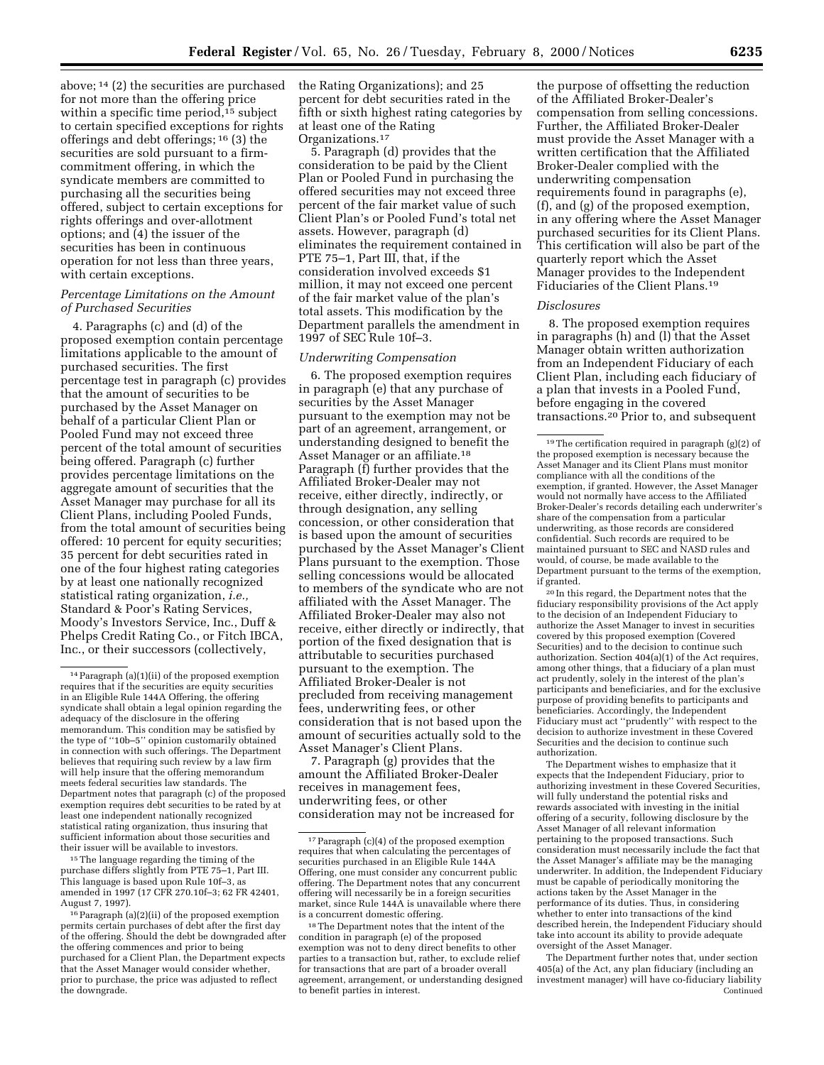above; [14] (2) the securities are purchased for not more than the offering price within a specific time period,[15] subject to certain specified exceptions for rights offerings and debt offerings; [16] (3) the securities are sold pursuant to a firm-commitment offering, in which the syndicate members are committed to purchasing all the securities being offered, subject to certain exceptions for rights offerings and over-allotment options; and (4) the issuer of the securities has been in continuous operation for not less than three years, with certain exceptions.

*Percentage Limitations on the Amount of Purchased Securities*

4. Paragraphs (c) and (d) of the proposed exemption contain percentage limitations applicable to the amount of purchased securities. The first percentage test in paragraph (c) provides that the amount of securities to be purchased by the Asset Manager on behalf of a particular Client Plan or Pooled Fund may not exceed three percent of the total amount of securities being offered. Paragraph (c) further provides percentage limitations on the aggregate amount of securities that the Asset Manager may purchase for all its Client Plans, including Pooled Funds, from the total amount of securities being offered: 10 percent for equity securities; 35 percent for debt securities rated in one of the four highest rating categories by at least one nationally recognized statistical rating organization, *i.e.,* Standard & Poor's Rating Services, Moody's Investors Service, Inc., Duff & Phelps Credit Rating Co., or Fitch IBCA, Inc., or their successors (collectively, the Rating Organizations); and 25 percent for debt securities rated in the fifth or sixth highest rating categories by at least one of the Rating Organizations.[17]

5. Paragraph (d) provides that the consideration to be paid by the Client Plan or Pooled Fund in purchasing the offered securities may not exceed three percent of the fair market value of such Client Plan's or Pooled Fund's total net assets. However, paragraph (d) eliminates the requirement contained in PTE 75–1, Part III, that, if the consideration involved exceeds $1 million, it may not exceed one percent of the fair market value of the plan's total assets. This modification by the Department parallels the amendment in 1997 of SEC Rule 10f–3.

*Underwriting Compensation*

6. The proposed exemption requires in paragraph (e) that any purchase of securities by the Asset Manager pursuant to the exemption may not be part of an agreement, arrangement, or understanding designed to benefit the Asset Manager or an affiliate.[18] Paragraph (f) further provides that the Affiliated Broker-Dealer may not receive, either directly, indirectly, or through designation, any selling concession, or other consideration that is based upon the amount of securities purchased by the Asset Manager's Client Plans pursuant to the exemption. Those selling concessions would be allocated to members of the syndicate who are not affiliated with the Asset Manager. The Affiliated Broker-Dealer may also not receive, either directly or indirectly, that portion of the fixed designation that is attributable to securities purchased pursuant to the exemption. The Affiliated Broker-Dealer is not precluded from receiving management fees, underwriting fees, or other consideration that is not based upon the amount of securities actually sold to the Asset Manager's Client Plans.

7. Paragraph (g) provides that the amount the Affiliated Broker-Dealer receives in management fees, underwriting fees, or other consideration may not be increased for the purpose of offsetting the reduction of the Affiliated Broker-Dealer's compensation from selling concessions. Further, the Affiliated Broker-Dealer must provide the Asset Manager with a written certification that the Affiliated Broker-Dealer complied with the underwriting compensation requirements found in paragraphs (e), (f), and (g) of the proposed exemption, in any offering where the Asset Manager purchased securities for its Client Plans. This certification will also be part of the quarterly report which the Asset Manager provides to the Independent Fiduciaries of the Client Plans.[19]

*Disclosures*

8. The proposed exemption requires in paragraphs (h) and (l) that the Asset Manager obtain written authorization from an Independent Fiduciary of each Client Plan, including each fiduciary of a plan that invests in a Pooled Fund, before engaging in the covered transactions.[20] Prior to, and subsequent

---

[14] Paragraph (a)(1)(ii) of the proposed exemption requires that if the securities are equity securities in an Eligible Rule 144A Offering, the offering syndicate shall obtain a legal opinion regarding the adequacy of the disclosure in the offering memorandum. This condition may be satisfied by the type of "10b–5" opinion customarily obtained in connection with such offerings. The Department believes that requiring such review by a law firm will help insure that the offering memorandum meets federal securities law standards. The Department notes that paragraph (c) of the proposed exemption requires debt securities to be rated by at least one independent nationally recognized statistical rating organization, thus insuring that sufficient information about those securities and their issuer will be available to investors.

[15] The language regarding the timing of the purchase differs slightly from PTE 75–1, Part III. This language is based upon Rule 10f–3, as amended in 1997 (17 CFR 270.10f–3; 62 FR 42401, August 7, 1997).

[16] Paragraph (a)(2)(ii) of the proposed exemption permits certain purchases of debt after the first day of the offering. Should the debt be downgraded after the offering commences and prior to being purchased for a Client Plan, the Department expects that the Asset Manager would consider whether, prior to purchase, the price was adjusted to reflect the downgrade.

[17] Paragraph (c)(4) of the proposed exemption requires that when calculating the percentages of securities purchased in an Eligible Rule 144A Offering, one must consider any concurrent public offering. The Department notes that any concurrent offering will necessarily be in a foreign securities market, since Rule 144A is unavailable where there is a concurrent domestic offering.

[18] The Department notes that the intent of the condition in paragraph (e) of the proposed exemption was not to deny direct benefits to other parties to a transaction but, rather, to exclude relief for transactions that are part of a broader overall agreement, arrangement, or understanding designed to benefit parties in interest.

[19] The certification required in paragraph (g)(2) of the proposed exemption is necessary because the Asset Manager and its Client Plans must monitor compliance with all the conditions of the exemption, if granted. However, the Asset Manager would not normally have access to the Affiliated Broker-Dealer's records detailing each underwriter's share of the compensation from a particular underwriting, as those records are considered confidential. Such records are required to be maintained pursuant to SEC and NASD rules and would, of course, be made available to the Department pursuant to the terms of the exemption, if granted.

[20] In this regard, the Department notes that the fiduciary responsibility provisions of the Act apply to the decision of an Independent Fiduciary to authorize the Asset Manager to invest in securities covered by this proposed exemption (Covered Securities) and to the decision to continue such authorization. Section 404(a)(1) of the Act requires, among other things, that a fiduciary of a plan must act prudently, solely in the interest of the plan's participants and beneficiaries, and for the exclusive purpose of providing benefits to participants and beneficiaries. Accordingly, the Independent Fiduciary must act "prudently" with respect to the decision to authorize investment in these Covered Securities and the decision to continue such authorization.

The Department wishes to emphasize that it expects that the Independent Fiduciary, prior to authorizing investment in these Covered Securities, will fully understand the potential risks and rewards associated with investing in the initial offering of a security, following disclosure by the Asset Manager of all relevant information pertaining to the proposed transactions. Such consideration must necessarily include the fact that the Asset Manager's affiliate may be the managing underwriter. In addition, the Independent Fiduciary must be capable of periodically monitoring the actions taken by the Asset Manager in the performance of its duties. Thus, in considering whether to enter into transactions of the kind described herein, the Independent Fiduciary should take into account its ability to provide adequate oversight of the Asset Manager.

The Department further notes that, under section 405(a) of the Act, any plan fiduciary (including an investment manager) will have co-fiduciary liability

Continued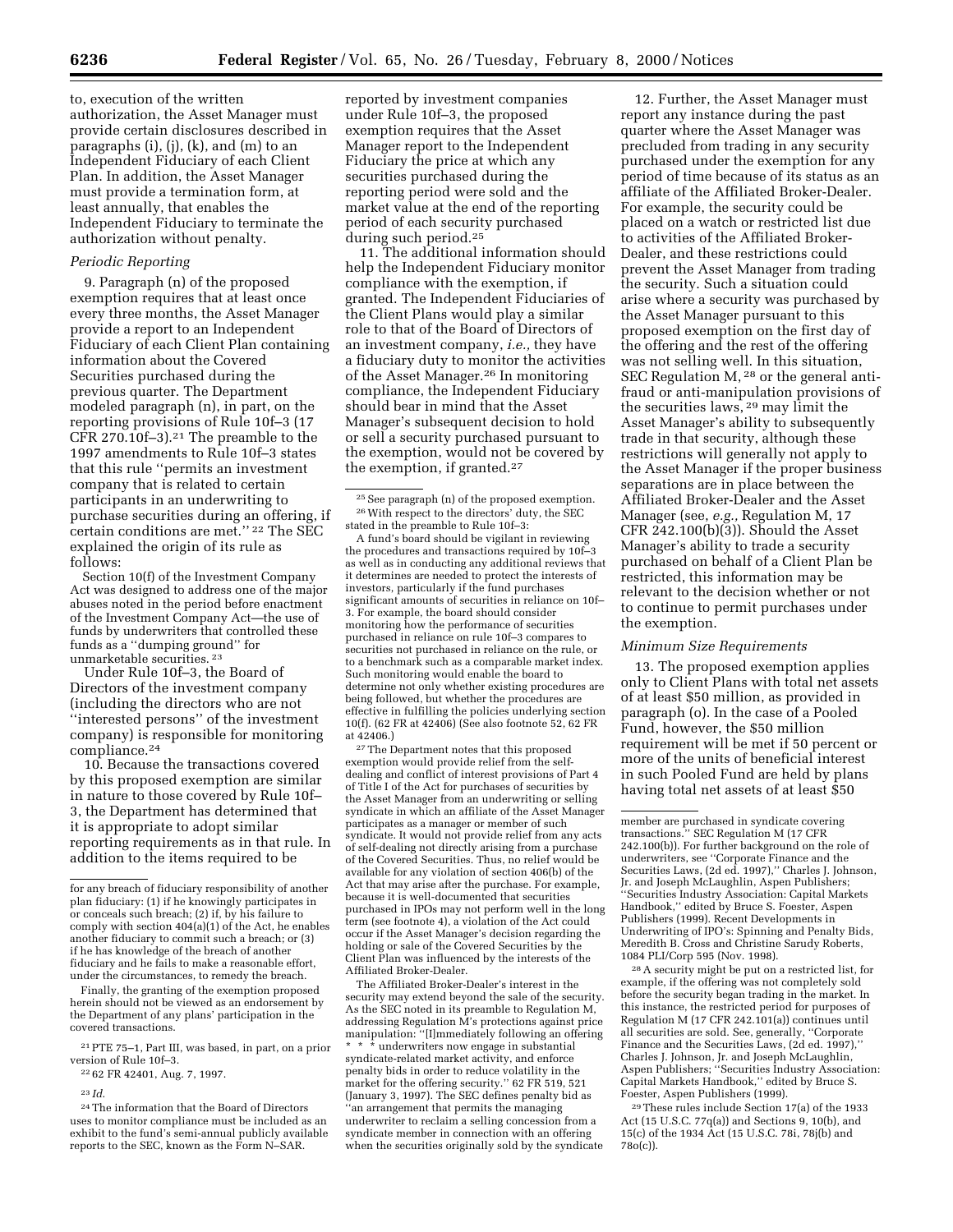to, execution of the written authorization, the Asset Manager must provide certain disclosures described in paragraphs (i), (j), (k), and (m) to an Independent Fiduciary of each Client Plan. In addition, the Asset Manager must provide a termination form, at least annually, that enables the Independent Fiduciary to terminate the authorization without penalty.

*Periodic Reporting*

9. Paragraph (n) of the proposed exemption requires that at least once every three months, the Asset Manager provide a report to an Independent Fiduciary of each Client Plan containing information about the Covered Securities purchased during the previous quarter. The Department modeled paragraph (n), in part, on the reporting provisions of Rule 10f–3 (17 CFR 270.10f–3).[21] The preamble to the 1997 amendments to Rule 10f–3 states that this rule ''permits an investment company that is related to certain participants in an underwriting to purchase securities during an offering, if certain conditions are met.'' [22] The SEC explained the origin of its rule as follows:

Section 10(f) of the Investment Company Act was designed to address one of the major abuses noted in the period before enactment of the Investment Company Act—the use of funds by underwriters that controlled these funds as a ''dumping ground'' for unmarketable securities. [23]

Under Rule 10f–3, the Board of Directors of the investment company (including the directors who are not ''interested persons'' of the investment company) is responsible for monitoring compliance.[24]

10. Because the transactions covered by this proposed exemption are similar in nature to those covered by Rule 10f–3, the Department has determined that it is appropriate to adopt similar reporting requirements as in that rule. In addition to the items required to be reported by investment companies under Rule 10f–3, the proposed exemption requires that the Asset Manager report to the Independent Fiduciary the price at which any securities purchased during the reporting period were sold and the market value at the end of the reporting period of each security purchased during such period.[25]

11. The additional information should help the Independent Fiduciary monitor compliance with the exemption, if granted. The Independent Fiduciaries of the Client Plans would play a similar role to that of the Board of Directors of an investment company, *i.e.,* they have a fiduciary duty to monitor the activities of the Asset Manager.[26] In monitoring compliance, the Independent Fiduciary should bear in mind that the Asset Manager's subsequent decision to hold or sell a security purchased pursuant to the exemption, would not be covered by the exemption, if granted.[27]

12. Further, the Asset Manager must report any instance during the past quarter where the Asset Manager was precluded from trading in any security purchased under the exemption for any period of time because of its status as an affiliate of the Affiliated Broker-Dealer. For example, the security could be placed on a watch or restricted list due to activities of the Affiliated Broker-Dealer, and these restrictions could prevent the Asset Manager from trading the security. Such a situation could arise where a security was purchased by the Asset Manager pursuant to this proposed exemption on the first day of the offering and the rest of the offering was not selling well. In this situation, SEC Regulation M, [28] or the general anti-fraud or anti-manipulation provisions of the securities laws, [29] may limit the Asset Manager's ability to subsequently trade in that security, although these restrictions will generally not apply to the Asset Manager if the proper business separations are in place between the Affiliated Broker-Dealer and the Asset Manager (see, *e.g.,* Regulation M, 17 CFR 242.100(b)(3)). Should the Asset Manager's ability to trade a security purchased on behalf of a Client Plan be restricted, this information may be relevant to the decision whether or not to continue to permit purchases under the exemption.

*Minimum Size Requirements*

13. The proposed exemption applies only to Client Plans with total net assets of at least $50 million, as provided in paragraph (o). In the case of a Pooled Fund, however, the $50 million requirement will be met if 50 percent or more of the units of beneficial interest in such Pooled Fund are held by plans having total net assets of at least $50

---

for any breach of fiduciary responsibility of another plan fiduciary: (1) if he knowingly participates in or conceals such breach; (2) if, by his failure to comply with section 404(a)(1) of the Act, he enables another fiduciary to commit such a breach; or (3) if he has knowledge of the breach of another fiduciary and he fails to make a reasonable effort, under the circumstances, to remedy the breach.

Finally, the granting of the exemption proposed herein should not be viewed as an endorsement by the Department of any plans' participation in the covered transactions.

[21] PTE 75–1, Part III, was based, in part, on a prior version of Rule 10f–3.

[22] 62 FR 42401, Aug. 7, 1997.

[23] *Id.*

[24] The information that the Board of Directors uses to monitor compliance must be included as an exhibit to the fund's semi-annual publicly available reports to the SEC, known as the Form N–SAR.

[25] See paragraph (n) of the proposed exemption.

[26] With respect to the directors' duty, the SEC stated in the preamble to Rule 10f–3:

A fund's board should be vigilant in reviewing the procedures and transactions required by 10f–3 as well as in conducting any additional reviews that it determines are needed to protect the interests of investors, particularly if the fund purchases significant amounts of securities in reliance on 10f–3. For example, the board should consider monitoring how the performance of securities purchased in reliance on rule 10f–3 compares to securities not purchased in reliance on the rule, or to a benchmark such as a comparable market index. Such monitoring would enable the board to determine not only whether existing procedures are being followed, but whether the procedures are effective in fulfilling the policies underlying section 10(f). (62 FR at 42406) (See also footnote 52, 62 FR at 42406.)

[27] The Department notes that this proposed exemption would provide relief from the self-dealing and conflict of interest provisions of Part 4 of Title I of the Act for purchases of securities by the Asset Manager from an underwriting or selling syndicate in which an affiliate of the Asset Manager participates as a manager or member of such syndicate. It would not provide relief from any acts of self-dealing not directly arising from a purchase of the Covered Securities. Thus, no relief would be available for any violation of section 406(b) of the Act that may arise after the purchase. For example, because it is well-documented that securities purchased in IPOs may not perform well in the long term (see footnote 4), a violation of the Act could occur if the Asset Manager's decision regarding the holding or sale of the Covered Securities by the Client Plan was influenced by the interests of the Affiliated Broker-Dealer.

The Affiliated Broker-Dealer's interest in the security may extend beyond the sale of the security. As the SEC noted in its preamble to Regulation M, addressing Regulation M's protections against price manipulation: ''[I]mmediately following an offering * * * underwriters now engage in substantial syndicate-related market activity, and enforce penalty bids in order to reduce volatility in the market for the offering security.'' 62 FR 519, 521 (January 3, 1997). The SEC defines penalty bid as ''an arrangement that permits the managing underwriter to reclaim a selling concession from a syndicate member in connection with an offering when the securities originally sold by the syndicate member are purchased in syndicate covering transactions.'' SEC Regulation M (17 CFR 242.100(b)). For further background on the role of underwriters, see ''Corporate Finance and the Securities Laws, (2d ed. 1997),'' Charles J. Johnson, Jr. and Joseph McLaughlin, Aspen Publishers; ''Securities Industry Association: Capital Markets Handbook,'' edited by Bruce S. Foester, Aspen Publishers (1999). Recent Developments in Underwriting of IPO's: Spinning and Penalty Bids, Meredith B. Cross and Christine Sarudy Roberts, 1084 PLI/Corp 595 (Nov. 1998).

[28] A security might be put on a restricted list, for example, if the offering was not completely sold before the security began trading in the market. In this instance, the restricted period for purposes of Regulation M (17 CFR 242.101(a)) continues until all securities are sold. See, generally, ''Corporate Finance and the Securities Laws, (2d ed. 1997),'' Charles J. Johnson, Jr. and Joseph McLaughlin, Aspen Publishers; ''Securities Industry Association: Capital Markets Handbook,'' edited by Bruce S. Foester, Aspen Publishers (1999).

[29] These rules include Section 17(a) of the 1933 Act (15 U.S.C. 77q(a)) and Sections 9, 10(b), and 15(c) of the 1934 Act (15 U.S.C. 78i, 78j(b) and 78o(c)).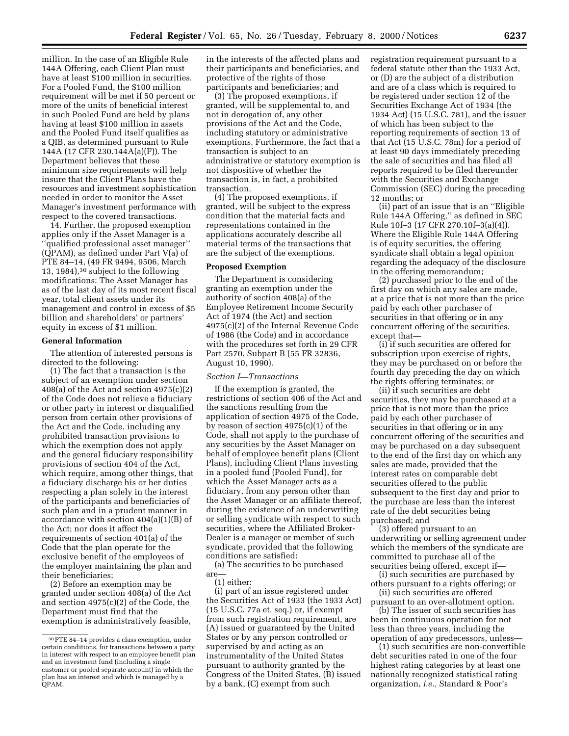million. In the case of an Eligible Rule 144A Offering, each Client Plan must have at least $100 million in securities. For a Pooled Fund, the $100 million requirement will be met if 50 percent or more of the units of beneficial interest in such Pooled Fund are held by plans having at least $100 million in assets and the Pooled Fund itself qualifies as a QIB, as determined pursuant to Rule 144A (17 CFR 230.144A(a)(F)). The Department believes that these minimum size requirements will help insure that the Client Plans have the resources and investment sophistication needed in order to monitor the Asset Manager's investment performance with respect to the covered transactions.

14. Further, the proposed exemption applies only if the Asset Manager is a ''qualified professional asset manager'' (QPAM), as defined under Part V(a) of PTE 84–14, (49 FR 9494, 9506, March 13, 1984),[30] subject to the following modifications: The Asset Manager has as of the last day of its most recent fiscal year, total client assets under its management and control in excess of $5 billion and shareholders' or partners' equity in excess of $1 million.

**General Information**

The attention of interested persons is directed to the following:

(1) The fact that a transaction is the subject of an exemption under section 408(a) of the Act and section 4975(c)(2) of the Code does not relieve a fiduciary or other party in interest or disqualified person from certain other provisions of the Act and the Code, including any prohibited transaction provisions to which the exemption does not apply and the general fiduciary responsibility provisions of section 404 of the Act, which require, among other things, that a fiduciary discharge his or her duties respecting a plan solely in the interest of the participants and beneficiaries of such plan and in a prudent manner in accordance with section 404(a)(1)(B) of the Act; nor does it affect the requirements of section 401(a) of the Code that the plan operate for the exclusive benefit of the employees of the employer maintaining the plan and their beneficiaries;

(2) Before an exemption may be granted under section 408(a) of the Act and section 4975(c)(2) of the Code, the Department must find that the exemption is administratively feasible, in the interests of the affected plans and their participants and beneficiaries, and protective of the rights of those participants and beneficiaries; and

(3) The proposed exemptions, if granted, will be supplemental to, and not in derogation of, any other provisions of the Act and the Code, including statutory or administrative exemptions. Furthermore, the fact that a transaction is subject to an administrative or statutory exemption is not dispositive of whether the transaction is, in fact, a prohibited transaction.

(4) The proposed exemptions, if granted, will be subject to the express condition that the material facts and representations contained in the applications accurately describe all material terms of the transactions that are the subject of the exemptions.

**Proposed Exemption**

The Department is considering granting an exemption under the authority of section 408(a) of the Employee Retirement Income Security Act of 1974 (the Act) and section 4975(c)(2) of the Internal Revenue Code of 1986 (the Code) and in accordance with the procedures set forth in 29 CFR Part 2570, Subpart B (55 FR 32836, August 10, 1990).

*Section I—Transactions*

If the exemption is granted, the restrictions of section 406 of the Act and the sanctions resulting from the application of section 4975 of the Code, by reason of section 4975(c)(1) of the Code, shall not apply to the purchase of any securities by the Asset Manager on behalf of employee benefit plans (Client Plans), including Client Plans investing in a pooled fund (Pooled Fund), for which the Asset Manager acts as a fiduciary, from any person other than the Asset Manager or an affiliate thereof, during the existence of an underwriting or selling syndicate with respect to such securities, where the Affiliated Broker-Dealer is a manager or member of such syndicate, provided that the following conditions are satisfied:

(a) The securities to be purchased are—

(1) either:

(i) part of an issue registered under the Securities Act of 1933 (the 1933 Act) (15 U.S.C. 77a et. seq.) or, if exempt from such registration requirement, are (A) issued or guaranteed by the United States or by any person controlled or supervised by and acting as an instrumentality of the United States pursuant to authority granted by the Congress of the United States, (B) issued by a bank, (C) exempt from such registration requirement pursuant to a federal statute other than the 1933 Act, or (D) are the subject of a distribution and are of a class which is required to be registered under section 12 of the Securities Exchange Act of 1934 (the 1934 Act) (15 U.S.C. 78l), and the issuer of which has been subject to the reporting requirements of section 13 of that Act (15 U.S.C. 78m) for a period of at least 90 days immediately preceding the sale of securities and has filed all reports required to be filed thereunder with the Securities and Exchange Commission (SEC) during the preceding 12 months; or

(ii) part of an issue that is an ''Eligible Rule 144A Offering,'' as defined in SEC Rule 10f–3 (17 CFR 270.10f–3(a)(4)). Where the Eligible Rule 144A Offering is of equity securities, the offering syndicate shall obtain a legal opinion regarding the adequacy of the disclosure in the offering memorandum;

(2) purchased prior to the end of the first day on which any sales are made, at a price that is not more than the price paid by each other purchaser of securities in that offering or in any concurrent offering of the securities, except that—

(i) if such securities are offered for subscription upon exercise of rights, they may be purchased on or before the fourth day preceding the day on which the rights offering terminates; or

(ii) if such securities are debt securities, they may be purchased at a price that is not more than the price paid by each other purchaser of securities in that offering or in any concurrent offering of the securities and may be purchased on a day subsequent to the end of the first day on which any sales are made, provided that the interest rates on comparable debt securities offered to the public subsequent to the first day and prior to the purchase are less than the interest rate of the debt securities being purchased; and

(3) offered pursuant to an underwriting or selling agreement under which the members of the syndicate are committed to purchase all of the securities being offered, except if—

(i) such securities are purchased by others pursuant to a rights offering; or

(ii) such securities are offered pursuant to an over-allotment option.

(b) The issuer of such securities has been in continuous operation for not less than three years, including the operation of any predecessors, unless—

(1) such securities are non-convertible debt securities rated in one of the four highest rating categories by at least one nationally recognized statistical rating organization, *i.e.,* Standard & Poor's

[30] PTE 84–14 provides a class exemption, under certain conditions, for transactions between a party in interest with respect to an employee benefit plan and an investment fund (including a single customer or pooled separate account) in which the plan has an interest and which is managed by a QPAM.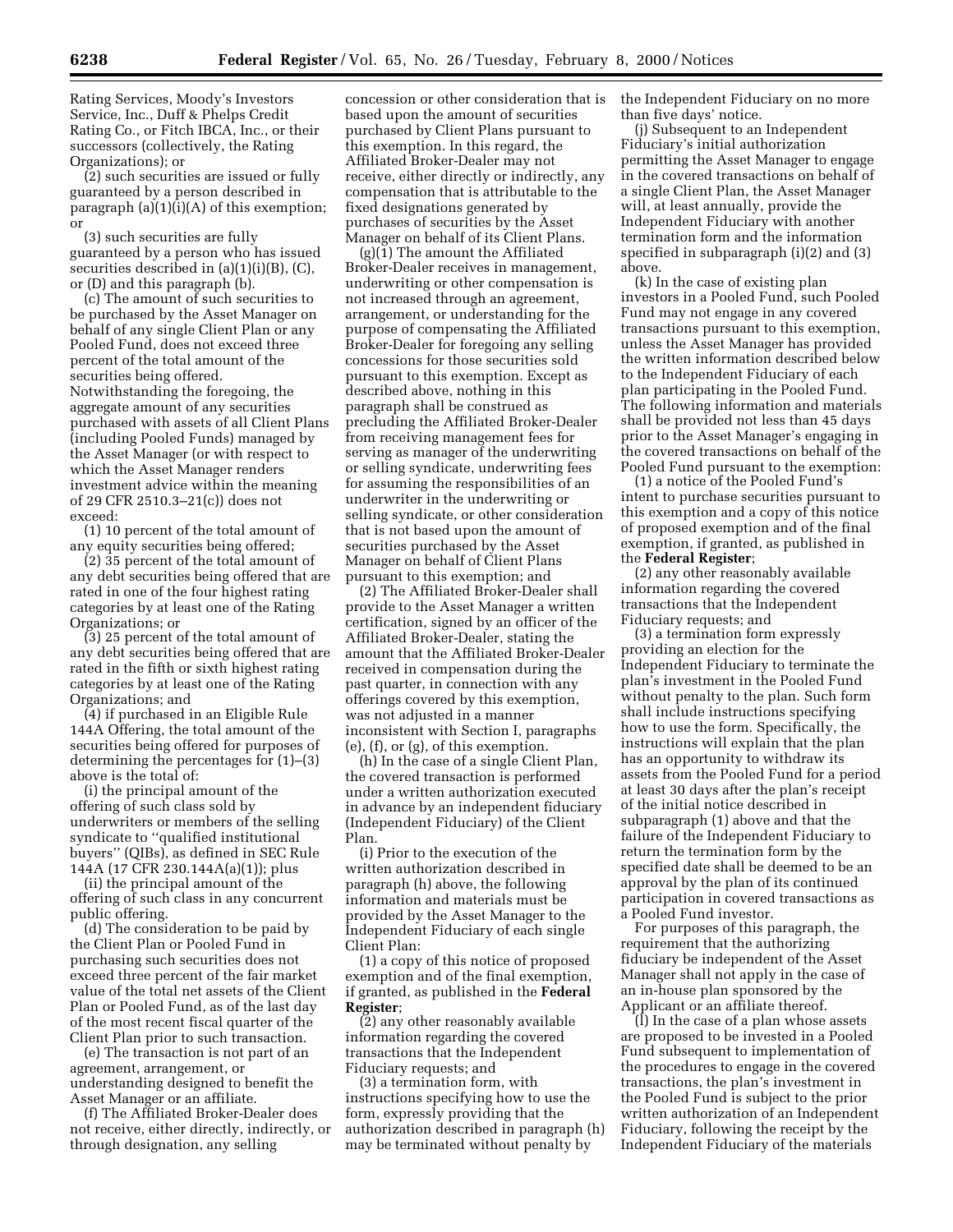Rating Services, Moody's Investors Service, Inc., Duff & Phelps Credit Rating Co., or Fitch IBCA, Inc., or their successors (collectively, the Rating Organizations); or

(2) such securities are issued or fully guaranteed by a person described in paragraph (a)(1)(i)(A) of this exemption; or

(3) such securities are fully guaranteed by a person who has issued securities described in (a)(1)(i)(B), (C), or (D) and this paragraph (b).

(c) The amount of such securities to be purchased by the Asset Manager on behalf of any single Client Plan or any Pooled Fund, does not exceed three percent of the total amount of the securities being offered. Notwithstanding the foregoing, the aggregate amount of any securities purchased with assets of all Client Plans (including Pooled Funds) managed by the Asset Manager (or with respect to which the Asset Manager renders investment advice within the meaning of 29 CFR 2510.3–21(c)) does not exceed:

(1) 10 percent of the total amount of any equity securities being offered;

(2) 35 percent of the total amount of any debt securities being offered that are rated in one of the four highest rating categories by at least one of the Rating Organizations; or

(3) 25 percent of the total amount of any debt securities being offered that are rated in the fifth or sixth highest rating categories by at least one of the Rating Organizations; and

(4) if purchased in an Eligible Rule 144A Offering, the total amount of the securities being offered for purposes of determining the percentages for (1)–(3) above is the total of:

(i) the principal amount of the offering of such class sold by underwriters or members of the selling syndicate to "qualified institutional buyers" (QIBs), as defined in SEC Rule 144A (17 CFR 230.144A(a)(1)); plus

(ii) the principal amount of the offering of such class in any concurrent public offering.

(d) The consideration to be paid by the Client Plan or Pooled Fund in purchasing such securities does not exceed three percent of the fair market value of the total net assets of the Client Plan or Pooled Fund, as of the last day of the most recent fiscal quarter of the Client Plan prior to such transaction.

(e) The transaction is not part of an agreement, arrangement, or understanding designed to benefit the Asset Manager or an affiliate.

(f) The Affiliated Broker-Dealer does not receive, either directly, indirectly, or through designation, any selling concession or other consideration that is based upon the amount of securities purchased by Client Plans pursuant to this exemption. In this regard, the Affiliated Broker-Dealer may not receive, either directly or indirectly, any compensation that is attributable to the fixed designations generated by purchases of securities by the Asset Manager on behalf of its Client Plans.

(g)(1) The amount the Affiliated Broker-Dealer receives in management, underwriting or other compensation is not increased through an agreement, arrangement, or understanding for the purpose of compensating the Affiliated Broker-Dealer for foregoing any selling concessions for those securities sold pursuant to this exemption. Except as described above, nothing in this paragraph shall be construed as precluding the Affiliated Broker-Dealer from receiving management fees for serving as manager of the underwriting or selling syndicate, underwriting fees for assuming the responsibilities of an underwriter in the underwriting or selling syndicate, or other consideration that is not based upon the amount of securities purchased by the Asset Manager on behalf of Client Plans pursuant to this exemption; and

(2) The Affiliated Broker-Dealer shall provide to the Asset Manager a written certification, signed by an officer of the Affiliated Broker-Dealer, stating the amount that the Affiliated Broker-Dealer received in compensation during the past quarter, in connection with any offerings covered by this exemption, was not adjusted in a manner inconsistent with Section I, paragraphs (e), (f), or (g), of this exemption.

(h) In the case of a single Client Plan, the covered transaction is performed under a written authorization executed in advance by an independent fiduciary (Independent Fiduciary) of the Client Plan.

(i) Prior to the execution of the written authorization described in paragraph (h) above, the following information and materials must be provided by the Asset Manager to the Independent Fiduciary of each single Client Plan:

(1) a copy of this notice of proposed exemption and of the final exemption, if granted, as published in the **Federal Register**;

(2) any other reasonably available information regarding the covered transactions that the Independent Fiduciary requests; and

(3) a termination form, with instructions specifying how to use the form, expressly providing that the authorization described in paragraph (h) may be terminated without penalty by the Independent Fiduciary on no more than five days' notice.

(j) Subsequent to an Independent Fiduciary's initial authorization permitting the Asset Manager to engage in the covered transactions on behalf of a single Client Plan, the Asset Manager will, at least annually, provide the Independent Fiduciary with another termination form and the information specified in subparagraph (i)(2) and (3) above.

(k) In the case of existing plan investors in a Pooled Fund, such Pooled Fund may not engage in any covered transactions pursuant to this exemption, unless the Asset Manager has provided the written information described below to the Independent Fiduciary of each plan participating in the Pooled Fund. The following information and materials shall be provided not less than 45 days prior to the Asset Manager's engaging in the covered transactions on behalf of the Pooled Fund pursuant to the exemption:

(1) a notice of the Pooled Fund's intent to purchase securities pursuant to this exemption and a copy of this notice of proposed exemption and of the final exemption, if granted, as published in the **Federal Register**;

(2) any other reasonably available information regarding the covered transactions that the Independent Fiduciary requests; and

(3) a termination form expressly providing an election for the Independent Fiduciary to terminate the plan's investment in the Pooled Fund without penalty to the plan. Such form shall include instructions specifying how to use the form. Specifically, the instructions will explain that the plan has an opportunity to withdraw its assets from the Pooled Fund for a period at least 30 days after the plan's receipt of the initial notice described in subparagraph (1) above and that the failure of the Independent Fiduciary to return the termination form by the specified date shall be deemed to be an approval by the plan of its continued participation in covered transactions as a Pooled Fund investor.

For purposes of this paragraph, the requirement that the authorizing fiduciary be independent of the Asset Manager shall not apply in the case of an in-house plan sponsored by the Applicant or an affiliate thereof.

(l) In the case of a plan whose assets are proposed to be invested in a Pooled Fund subsequent to implementation of the procedures to engage in the covered transactions, the plan's investment in the Pooled Fund is subject to the prior written authorization of an Independent Fiduciary, following the receipt by the Independent Fiduciary of the materials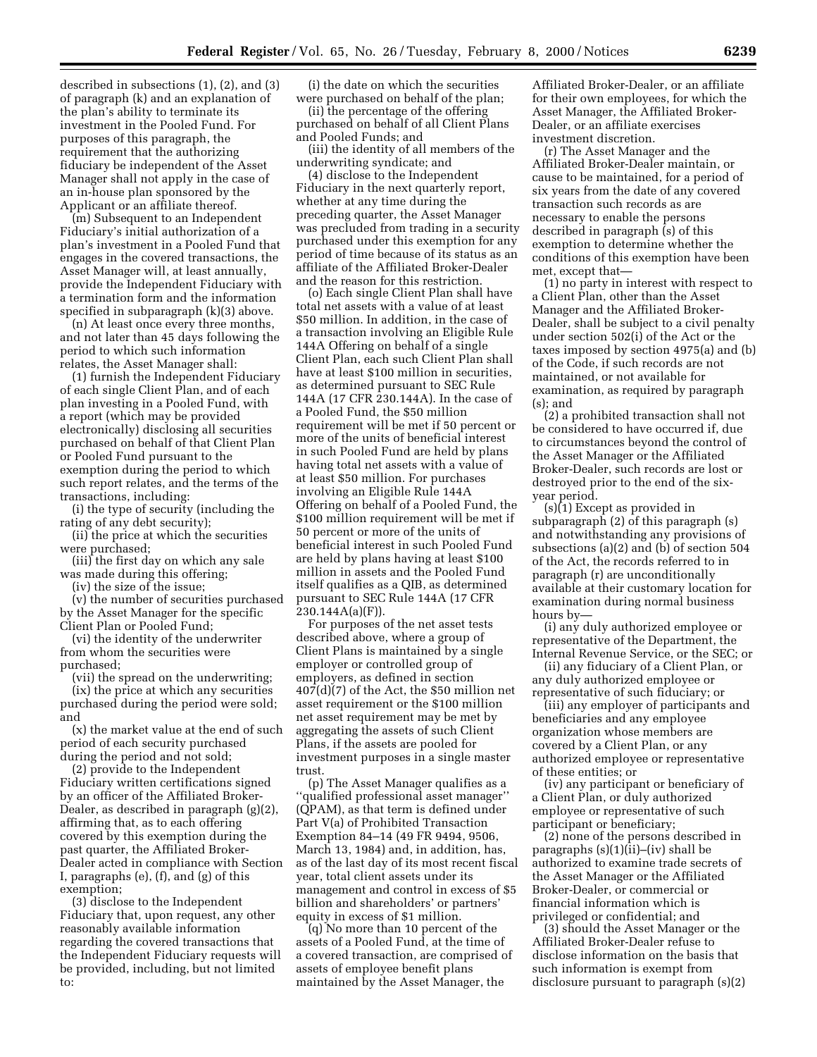described in subsections (1), (2), and (3) of paragraph (k) and an explanation of the plan's ability to terminate its investment in the Pooled Fund. For purposes of this paragraph, the requirement that the authorizing fiduciary be independent of the Asset Manager shall not apply in the case of an in-house plan sponsored by the Applicant or an affiliate thereof.

(m) Subsequent to an Independent Fiduciary's initial authorization of a plan's investment in a Pooled Fund that engages in the covered transactions, the Asset Manager will, at least annually, provide the Independent Fiduciary with a termination form and the information specified in subparagraph (k)(3) above.

(n) At least once every three months, and not later than 45 days following the period to which such information relates, the Asset Manager shall:

(1) furnish the Independent Fiduciary of each single Client Plan, and of each plan investing in a Pooled Fund, with a report (which may be provided electronically) disclosing all securities purchased on behalf of that Client Plan or Pooled Fund pursuant to the exemption during the period to which such report relates, and the terms of the transactions, including:

(i) the type of security (including the rating of any debt security);

(ii) the price at which the securities were purchased;

(iii) the first day on which any sale was made during this offering;

(iv) the size of the issue;

(v) the number of securities purchased by the Asset Manager for the specific Client Plan or Pooled Fund;

(vi) the identity of the underwriter from whom the securities were purchased;

(vii) the spread on the underwriting;

(ix) the price at which any securities purchased during the period were sold; and

(x) the market value at the end of such period of each security purchased during the period and not sold;

(2) provide to the Independent Fiduciary written certifications signed by an officer of the Affiliated Broker-Dealer, as described in paragraph (g)(2), affirming that, as to each offering covered by this exemption during the past quarter, the Affiliated Broker-Dealer acted in compliance with Section I, paragraphs (e), (f), and (g) of this exemption;

(3) disclose to the Independent Fiduciary that, upon request, any other reasonably available information regarding the covered transactions that the Independent Fiduciary requests will be provided, including, but not limited to:

(i) the date on which the securities were purchased on behalf of the plan;

(ii) the percentage of the offering purchased on behalf of all Client Plans and Pooled Funds; and

(iii) the identity of all members of the underwriting syndicate; and

(4) disclose to the Independent Fiduciary in the next quarterly report, whether at any time during the preceding quarter, the Asset Manager was precluded from trading in a security purchased under this exemption for any period of time because of its status as an affiliate of the Affiliated Broker-Dealer and the reason for this restriction.

(o) Each single Client Plan shall have total net assets with a value of at least $50 million. In addition, in the case of a transaction involving an Eligible Rule 144A Offering on behalf of a single Client Plan, each such Client Plan shall have at least $100 million in securities, as determined pursuant to SEC Rule 144A (17 CFR 230.144A). In the case of a Pooled Fund, the $50 million requirement will be met if 50 percent or more of the units of beneficial interest in such Pooled Fund are held by plans having total net assets with a value of at least $50 million. For purchases involving an Eligible Rule 144A Offering on behalf of a Pooled Fund, the $100 million requirement will be met if 50 percent or more of the units of beneficial interest in such Pooled Fund are held by plans having at least $100 million in assets and the Pooled Fund itself qualifies as a QIB, as determined pursuant to SEC Rule 144A (17 CFR 230.144A(a)(F)).

For purposes of the net asset tests described above, where a group of Client Plans is maintained by a single employer or controlled group of employers, as defined in section 407(d)(7) of the Act, the $50 million net asset requirement or the $100 million net asset requirement may be met by aggregating the assets of such Client Plans, if the assets are pooled for investment purposes in a single master trust.

(p) The Asset Manager qualifies as a ''qualified professional asset manager'' (QPAM), as that term is defined under Part V(a) of Prohibited Transaction Exemption 84–14 (49 FR 9494, 9506, March 13, 1984) and, in addition, has, as of the last day of its most recent fiscal year, total client assets under its management and control in excess of $5 billion and shareholders' or partners' equity in excess of $1 million.

(q) No more than 10 percent of the assets of a Pooled Fund, at the time of a covered transaction, are comprised of assets of employee benefit plans maintained by the Asset Manager, the Affiliated Broker-Dealer, or an affiliate for their own employees, for which the Asset Manager, the Affiliated Broker-Dealer, or an affiliate exercises investment discretion.

(r) The Asset Manager and the Affiliated Broker-Dealer maintain, or cause to be maintained, for a period of six years from the date of any covered transaction such records as are necessary to enable the persons described in paragraph (s) of this exemption to determine whether the conditions of this exemption have been met, except that—

(1) no party in interest with respect to a Client Plan, other than the Asset Manager and the Affiliated Broker-Dealer, shall be subject to a civil penalty under section 502(i) of the Act or the taxes imposed by section 4975(a) and (b) of the Code, if such records are not maintained, or not available for examination, as required by paragraph (s); and

(2) a prohibited transaction shall not be considered to have occurred if, due to circumstances beyond the control of the Asset Manager or the Affiliated Broker-Dealer, such records are lost or destroyed prior to the end of the six-year period.

(s)(1) Except as provided in subparagraph (2) of this paragraph (s) and notwithstanding any provisions of subsections (a)(2) and (b) of section 504 of the Act, the records referred to in paragraph (r) are unconditionally available at their customary location for examination during normal business hours by—

(i) any duly authorized employee or representative of the Department, the Internal Revenue Service, or the SEC; or

(ii) any fiduciary of a Client Plan, or any duly authorized employee or representative of such fiduciary; or

(iii) any employer of participants and beneficiaries and any employee organization whose members are covered by a Client Plan, or any authorized employee or representative of these entities; or

(iv) any participant or beneficiary of a Client Plan, or duly authorized employee or representative of such participant or beneficiary;

(2) none of the persons described in paragraphs (s)(1)(ii)–(iv) shall be authorized to examine trade secrets of the Asset Manager or the Affiliated Broker-Dealer, or commercial or financial information which is privileged or confidential; and

(3) should the Asset Manager or the Affiliated Broker-Dealer refuse to disclose information on the basis that such information is exempt from disclosure pursuant to paragraph (s)(2)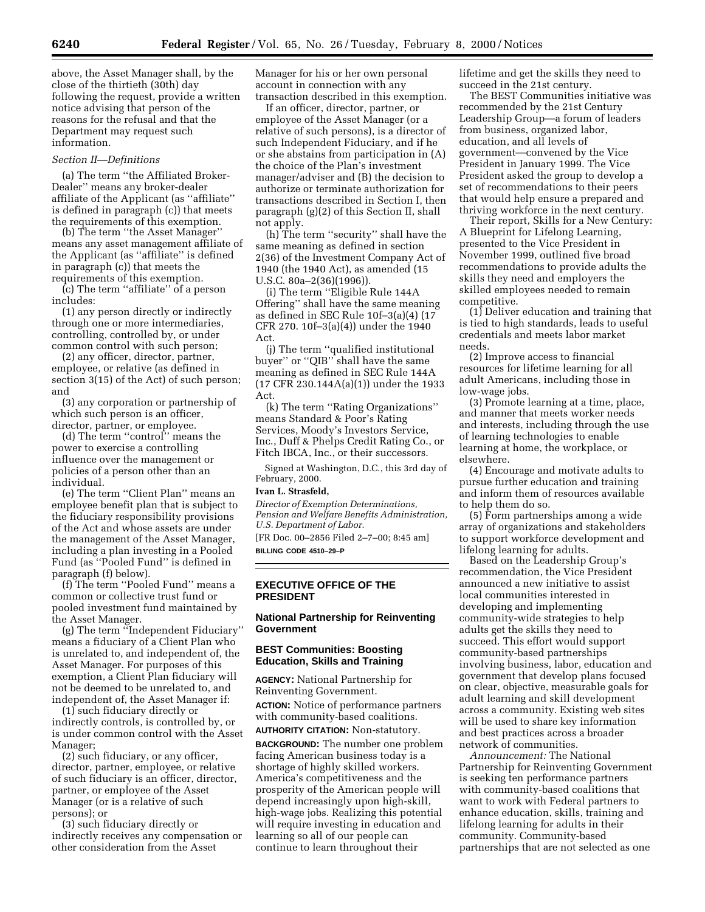above, the Asset Manager shall, by the close of the thirtieth (30th) day following the request, provide a written notice advising that person of the reasons for the refusal and that the Department may request such information.

*Section II—Definitions*

(a) The term ''the Affiliated Broker-Dealer'' means any broker-dealer affiliate of the Applicant (as ''affiliate'' is defined in paragraph (c)) that meets the requirements of this exemption.

(b) The term ''the Asset Manager'' means any asset management affiliate of the Applicant (as ''affiliate'' is defined in paragraph (c)) that meets the requirements of this exemption.

(c) The term ''affiliate'' of a person includes:

(1) any person directly or indirectly through one or more intermediaries, controlling, controlled by, or under common control with such person;

(2) any officer, director, partner, employee, or relative (as defined in section 3(15) of the Act) of such person; and

(3) any corporation or partnership of which such person is an officer, director, partner, or employee.

(d) The term ''control'' means the power to exercise a controlling influence over the management or policies of a person other than an individual.

(e) The term ''Client Plan'' means an employee benefit plan that is subject to the fiduciary responsibility provisions of the Act and whose assets are under the management of the Asset Manager, including a plan investing in a Pooled Fund (as ''Pooled Fund'' is defined in paragraph (f) below).

(f) The term ''Pooled Fund'' means a common or collective trust fund or pooled investment fund maintained by the Asset Manager.

(g) The term ''Independent Fiduciary'' means a fiduciary of a Client Plan who is unrelated to, and independent of, the Asset Manager. For purposes of this exemption, a Client Plan fiduciary will not be deemed to be unrelated to, and independent of, the Asset Manager if:

(1) such fiduciary directly or indirectly controls, is controlled by, or is under common control with the Asset Manager;

(2) such fiduciary, or any officer, director, partner, employee, or relative of such fiduciary is an officer, director, partner, or employee of the Asset Manager (or is a relative of such persons); or

(3) such fiduciary directly or indirectly receives any compensation or other consideration from the Asset Manager for his or her own personal account in connection with any transaction described in this exemption.

If an officer, director, partner, or employee of the Asset Manager (or a relative of such persons), is a director of such Independent Fiduciary, and if he or she abstains from participation in (A) the choice of the Plan's investment manager/adviser and (B) the decision to authorize or terminate authorization for transactions described in Section I, then paragraph (g)(2) of this Section II, shall not apply.

(h) The term ''security'' shall have the same meaning as defined in section 2(36) of the Investment Company Act of 1940 (the 1940 Act), as amended (15 U.S.C. 80a–2(36)(1996)).

(i) The term ''Eligible Rule 144A Offering'' shall have the same meaning as defined in SEC Rule 10f–3(a)(4) (17 CFR 270. 10f–3(a)(4)) under the 1940 Act.

(j) The term ''qualified institutional buyer'' or ''QIB'' shall have the same meaning as defined in SEC Rule 144A (17 CFR 230.144A(a)(1)) under the 1933 Act.

(k) The term ''Rating Organizations'' means Standard & Poor's Rating Services, Moody's Investors Service, Inc., Duff & Phelps Credit Rating Co., or Fitch IBCA, Inc., or their successors.

Signed at Washington, D.C., this 3rd day of February, 2000.

**Ivan L. Strasfeld,**

*Director of Exemption Determinations, Pension and Welfare Benefits Administration, U.S. Department of Labor.*

[FR Doc. 00–2856 Filed 2–7–00; 8:45 am]

**BILLING CODE 4510–29–P**

## EXECUTIVE OFFICE OF THE PRESIDENT

### National Partnership for Reinventing Government

### BEST Communities: Boosting Education, Skills and Training

**AGENCY:** National Partnership for Reinventing Government.

**ACTION:** Notice of performance partners with community-based coalitions.

**AUTHORITY CITATION:** Non-statutory.

**BACKGROUND:** The number one problem facing American business today is a shortage of highly skilled workers. America's competitiveness and the prosperity of the American people will depend increasingly upon high-skill, high-wage jobs. Realizing this potential will require investing in education and learning so all of our people can continue to learn throughout their lifetime and get the skills they need to succeed in the 21st century.

The BEST Communities initiative was recommended by the 21st Century Leadership Group—a forum of leaders from business, organized labor, education, and all levels of government—convened by the Vice President in January 1999. The Vice President asked the group to develop a set of recommendations to their peers that would help ensure a prepared and thriving workforce in the next century.

Their report, Skills for a New Century: A Blueprint for Lifelong Learning, presented to the Vice President in November 1999, outlined five broad recommendations to provide adults the skills they need and employers the skilled employees needed to remain competitive.

(1) Deliver education and training that is tied to high standards, leads to useful credentials and meets labor market needs.

(2) Improve access to financial resources for lifetime learning for all adult Americans, including those in low-wage jobs.

(3) Promote learning at a time, place, and manner that meets worker needs and interests, including through the use of learning technologies to enable learning at home, the workplace, or elsewhere.

(4) Encourage and motivate adults to pursue further education and training and inform them of resources available to help them do so.

(5) Form partnerships among a wide array of organizations and stakeholders to support workforce development and lifelong learning for adults.

Based on the Leadership Group's recommendation, the Vice President announced a new initiative to assist local communities interested in developing and implementing community-wide strategies to help adults get the skills they need to succeed. This effort would support community-based partnerships involving business, labor, education and government that develop plans focused on clear, objective, measurable goals for adult learning and skill development across a community. Existing web sites will be used to share key information and best practices across a broader network of communities.

*Announcement:* The National Partnership for Reinventing Government is seeking ten performance partners with community-based coalitions that want to work with Federal partners to enhance education, skills, training and lifelong learning for adults in their community. Community-based partnerships that are not selected as one